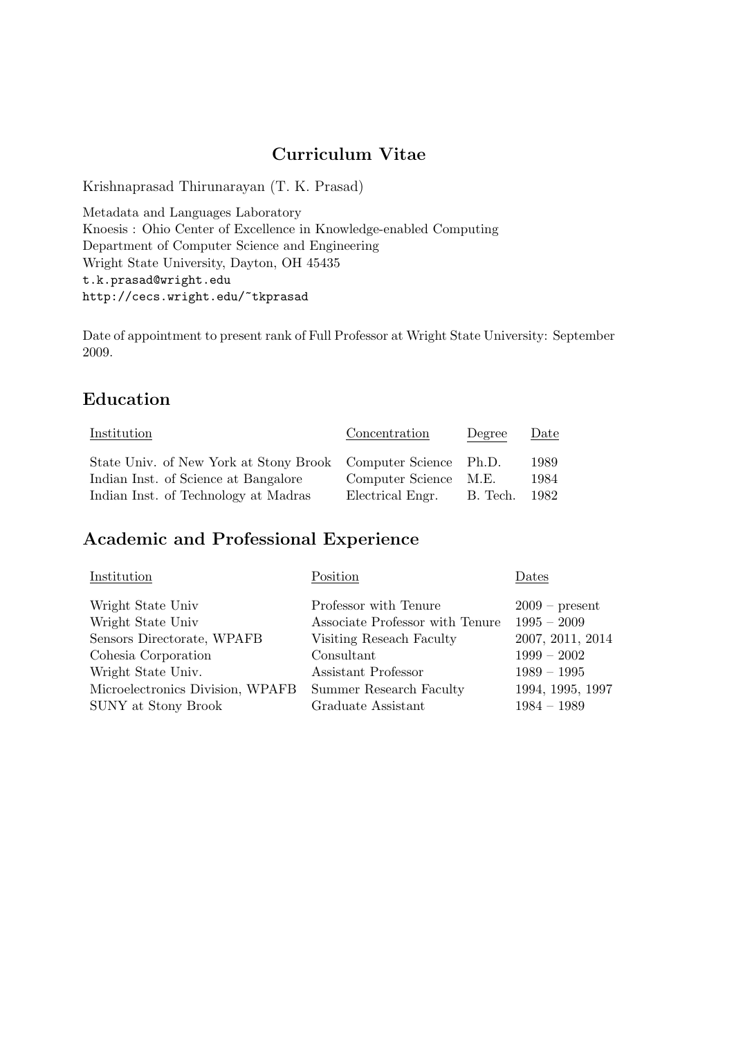# Curriculum Vitae

Krishnaprasad Thirunarayan (T. K. Prasad)

Metadata and Languages Laboratory
Knoesis : Ohio Center of Excellence in Knowledge-enabled Computing
Department of Computer Science and Engineering
Wright State University, Dayton, OH 45435
`t.k.prasad@wright.edu`
`http://cecs.wright.edu/~tkprasad`

Date of appointment to present rank of Full Professor at Wright State University: September 2009.

## Education

| Institution | Concentration | Degree | Date |
|---|---|---|---|
| State Univ. of New York at Stony Brook | Computer Science | Ph.D. | 1989 |
| Indian Inst. of Science at Bangalore | Computer Science | M.E. | 1984 |
| Indian Inst. of Technology at Madras | Electrical Engr. | B. Tech. | 1982 |

## Academic and Professional Experience

| Institution | Position | Dates |
|---|---|---|
| Wright State Univ | Professor with Tenure | 2009 – present |
| Wright State Univ | Associate Professor with Tenure | 1995 – 2009 |
| Sensors Directorate, WPAFB | Visiting Reseach Faculty | 2007, 2011, 2014 |
| Cohesia Corporation | Consultant | 1999 – 2002 |
| Wright State Univ. | Assistant Professor | 1989 – 1995 |
| Microelectronics Division, WPAFB | Summer Research Faculty | 1994, 1995, 1997 |
| SUNY at Stony Brook | Graduate Assistant | 1984 – 1989 |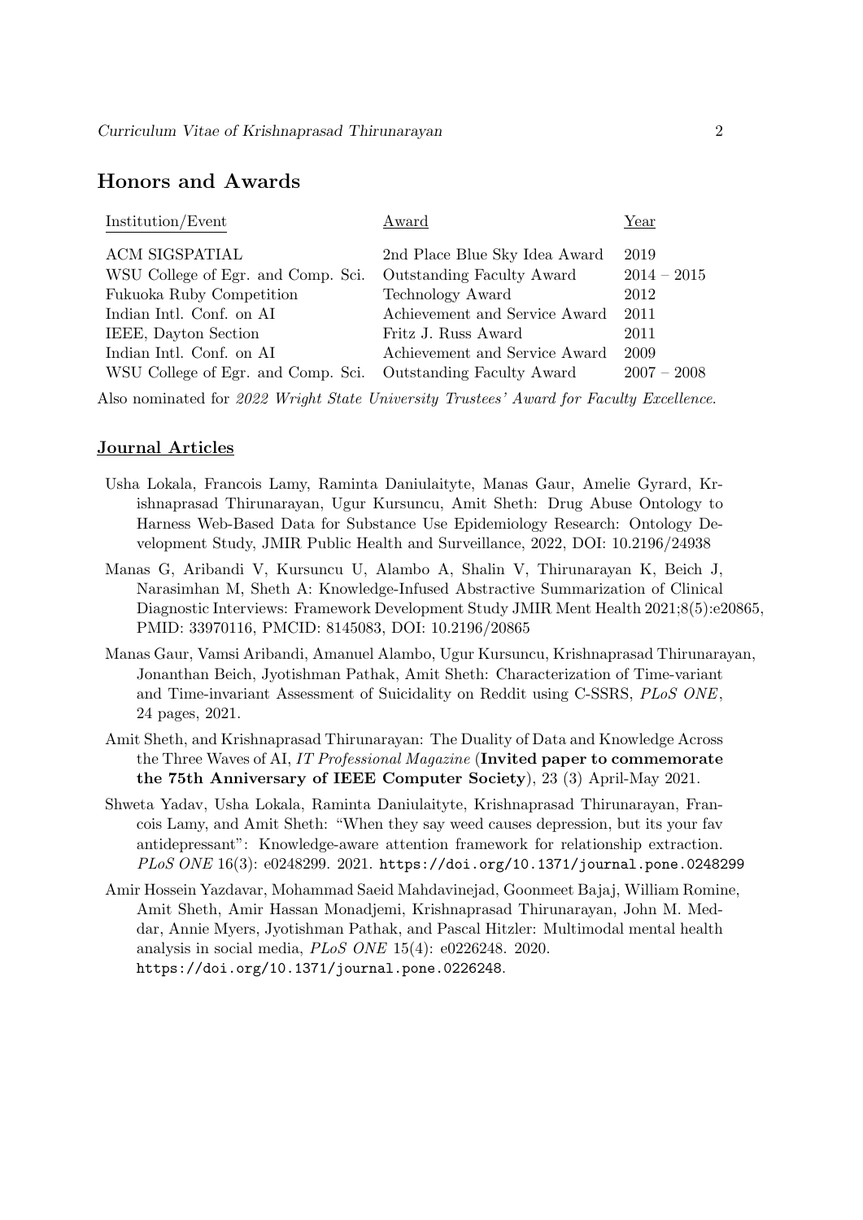## Honors and Awards

| Institution/Event | Award | Year |
|---|---|---|
| ACM SIGSPATIAL | 2nd Place Blue Sky Idea Award | 2019 |
| WSU College of Egr. and Comp. Sci. | Outstanding Faculty Award | 2014 – 2015 |
| Fukuoka Ruby Competition | Technology Award | 2012 |
| Indian Intl. Conf. on AI | Achievement and Service Award | 2011 |
| IEEE, Dayton Section | Fritz J. Russ Award | 2011 |
| Indian Intl. Conf. on AI | Achievement and Service Award | 2009 |
| WSU College of Egr. and Comp. Sci. | Outstanding Faculty Award | 2007 – 2008 |

Also nominated for *2022 Wright State University Trustees' Award for Faculty Excellence*.

### Journal Articles

Usha Lokala, Francois Lamy, Raminta Daniulaityte, Manas Gaur, Amelie Gyrard, Krishnaprasad Thirunarayan, Ugur Kursuncu, Amit Sheth: Drug Abuse Ontology to Harness Web-Based Data for Substance Use Epidemiology Research: Ontology Development Study, JMIR Public Health and Surveillance, 2022, DOI: 10.2196/24938

Manas G, Aribandi V, Kursuncu U, Alambo A, Shalin V, Thirunarayan K, Beich J, Narasimhan M, Sheth A: Knowledge-Infused Abstractive Summarization of Clinical Diagnostic Interviews: Framework Development Study JMIR Ment Health 2021;8(5):e20865, PMID: 33970116, PMCID: 8145083, DOI: 10.2196/20865

Manas Gaur, Vamsi Aribandi, Amanuel Alambo, Ugur Kursuncu, Krishnaprasad Thirunarayan, Jonanthan Beich, Jyotishman Pathak, Amit Sheth: Characterization of Time-variant and Time-invariant Assessment of Suicidality on Reddit using C-SSRS, *PLoS ONE*, 24 pages, 2021.

Amit Sheth, and Krishnaprasad Thirunarayan: The Duality of Data and Knowledge Across the Three Waves of AI, *IT Professional Magazine* (**Invited paper to commemorate the 75th Anniversary of IEEE Computer Society**), 23 (3) April-May 2021.

Shweta Yadav, Usha Lokala, Raminta Daniulaityte, Krishnaprasad Thirunarayan, Francois Lamy, and Amit Sheth: "When they say weed causes depression, but its your fav antidepressant": Knowledge-aware attention framework for relationship extraction. *PLoS ONE* 16(3): e0248299. 2021. https://doi.org/10.1371/journal.pone.0248299

Amir Hossein Yazdavar, Mohammad Saeid Mahdavinejad, Goonmeet Bajaj, William Romine, Amit Sheth, Amir Hassan Monadjemi, Krishnaprasad Thirunarayan, John M. Meddar, Annie Myers, Jyotishman Pathak, and Pascal Hitzler: Multimodal mental health analysis in social media, *PLoS ONE* 15(4): e0226248. 2020. https://doi.org/10.1371/journal.pone.0226248.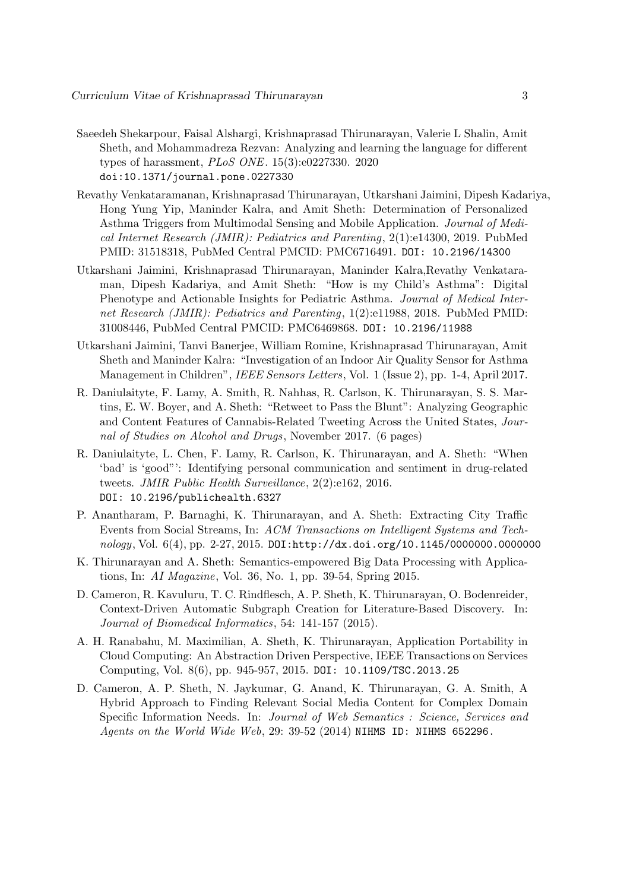Saeedeh Shekarpour, Faisal Alshargi, Krishnaprasad Thirunarayan, Valerie L Shalin, Amit Sheth, and Mohammadreza Rezvan: Analyzing and learning the language for different types of harassment, *PLoS ONE*. 15(3):e0227330. 2020 `doi:10.1371/journal.pone.0227330`

Revathy Venkataramanan, Krishnaprasad Thirunarayan, Utkarshani Jaimini, Dipesh Kadariya, Hong Yung Yip, Maninder Kalra, and Amit Sheth: Determination of Personalized Asthma Triggers from Multimodal Sensing and Mobile Application. *Journal of Medical Internet Research (JMIR): Pediatrics and Parenting*, 2(1):e14300, 2019. PubMed PMID: 31518318, PubMed Central PMCID: PMC6716491. `DOI: 10.2196/14300`

Utkarshani Jaimini, Krishnaprasad Thirunarayan, Maninder Kalra,Revathy Venkataraman, Dipesh Kadariya, and Amit Sheth: "How is my Child's Asthma": Digital Phenotype and Actionable Insights for Pediatric Asthma. *Journal of Medical Internet Research (JMIR): Pediatrics and Parenting*, 1(2):e11988, 2018. PubMed PMID: 31008446, PubMed Central PMCID: PMC6469868. `DOI: 10.2196/11988`

Utkarshani Jaimini, Tanvi Banerjee, William Romine, Krishnaprasad Thirunarayan, Amit Sheth and Maninder Kalra: "Investigation of an Indoor Air Quality Sensor for Asthma Management in Children", *IEEE Sensors Letters*, Vol. 1 (Issue 2), pp. 1-4, April 2017.

R. Daniulaityte, F. Lamy, A. Smith, R. Nahhas, R. Carlson, K. Thirunarayan, S. S. Martins, E. W. Boyer, and A. Sheth: "Retweet to Pass the Blunt": Analyzing Geographic and Content Features of Cannabis-Related Tweeting Across the United States, *Journal of Studies on Alcohol and Drugs*, November 2017. (6 pages)

R. Daniulaityte, L. Chen, F. Lamy, R. Carlson, K. Thirunarayan, and A. Sheth: "When 'bad' is 'good"': Identifying personal communication and sentiment in drug-related tweets. *JMIR Public Health Surveillance*, 2(2):e162, 2016. `DOI: 10.2196/publichealth.6327`

P. Anantharam, P. Barnaghi, K. Thirunarayan, and A. Sheth: Extracting City Traffic Events from Social Streams, In: *ACM Transactions on Intelligent Systems and Technology*, Vol. 6(4), pp. 2-27, 2015. `DOI:http://dx.doi.org/10.1145/0000000.0000000`

K. Thirunarayan and A. Sheth: Semantics-empowered Big Data Processing with Applications, In: *AI Magazine*, Vol. 36, No. 1, pp. 39-54, Spring 2015.

D. Cameron, R. Kavuluru, T. C. Rindflesch, A. P. Sheth, K. Thirunarayan, O. Bodenreider, Context-Driven Automatic Subgraph Creation for Literature-Based Discovery. In: *Journal of Biomedical Informatics*, 54: 141-157 (2015).

A. H. Ranabahu, M. Maximilian, A. Sheth, K. Thirunarayan, Application Portability in Cloud Computing: An Abstraction Driven Perspective, IEEE Transactions on Services Computing, Vol. 8(6), pp. 945-957, 2015. `DOI: 10.1109/TSC.2013.25`

D. Cameron, A. P. Sheth, N. Jaykumar, G. Anand, K. Thirunarayan, G. A. Smith, A Hybrid Approach to Finding Relevant Social Media Content for Complex Domain Specific Information Needs. In: *Journal of Web Semantics : Science, Services and Agents on the World Wide Web*, 29: 39-52 (2014) `NIHMS ID: NIHMS 652296.`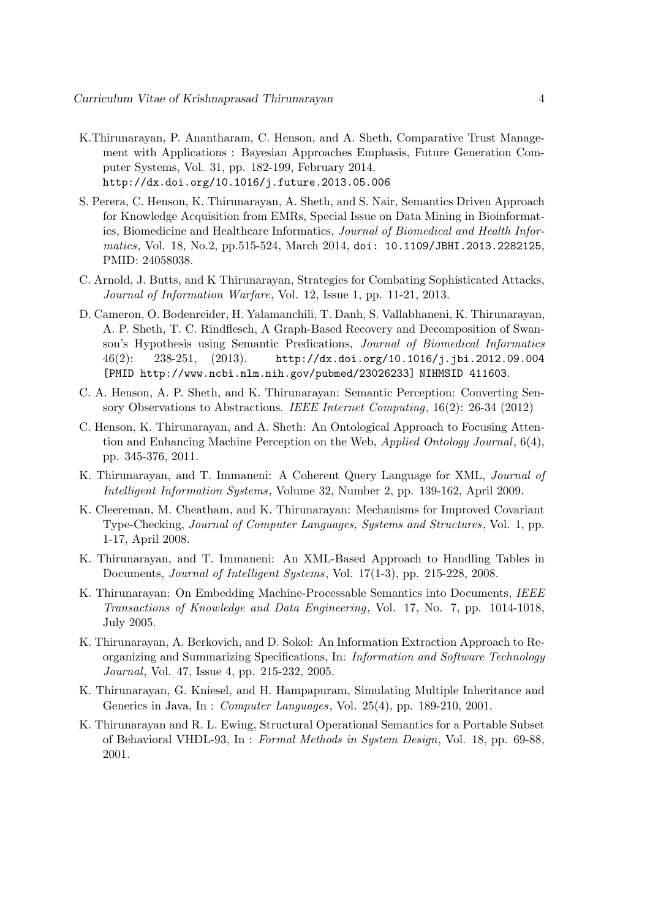K.Thirunarayan, P. Anantharam, C. Henson, and A. Sheth, Comparative Trust Management with Applications : Bayesian Approaches Emphasis, Future Generation Computer Systems, Vol. 31, pp. 182-199, February 2014. `http://dx.doi.org/10.1016/j.future.2013.05.006`

S. Perera, C. Henson, K. Thirunarayan, A. Sheth, and S. Nair, Semantics Driven Approach for Knowledge Acquisition from EMRs, Special Issue on Data Mining in Bioinformatics, Biomedicine and Healthcare Informatics, *Journal of Biomedical and Health Informatics*, Vol. 18, No.2, pp.515-524, March 2014, `doi: 10.1109/JBHI.2013.2282125`, PMID: 24058038.

C. Arnold, J. Butts, and K Thirunarayan, Strategies for Combating Sophisticated Attacks, *Journal of Information Warfare*, Vol. 12, Issue 1, pp. 11-21, 2013.

D. Cameron, O. Bodenreider, H. Yalamanchili, T. Danh, S. Vallabhaneni, K. Thirunarayan, A. P. Sheth, T. C. Rindflesch, A Graph-Based Recovery and Decomposition of Swanson's Hypothesis using Semantic Predications, *Journal of Biomedical Informatics* 46(2): 238-251, (2013). `http://dx.doi.org/10.1016/j.jbi.2012.09.004` `[PMID http://www.ncbi.nlm.nih.gov/pubmed/23026233] NIHMSID 411603`.

C. A. Henson, A. P. Sheth, and K. Thirunarayan: Semantic Perception: Converting Sensory Observations to Abstractions. *IEEE Internet Computing*, 16(2): 26-34 (2012)

C. Henson, K. Thirunarayan, and A. Sheth: An Ontological Approach to Focusing Attention and Enhancing Machine Perception on the Web, *Applied Ontology Journal*, 6(4), pp. 345-376, 2011.

K. Thirunarayan, and T. Immaneni: A Coherent Query Language for XML, *Journal of Intelligent Information Systems*, Volume 32, Number 2, pp. 139-162, April 2009.

K. Cleereman, M. Cheatham, and K. Thirunarayan: Mechanisms for Improved Covariant Type-Checking, *Journal of Computer Languages, Systems and Structures*, Vol. 1, pp. 1-17, April 2008.

K. Thirunarayan, and T. Immaneni: An XML-Based Approach to Handling Tables in Documents, *Journal of Intelligent Systems*, Vol. 17(1-3), pp. 215-228, 2008.

K. Thirunarayan: On Embedding Machine-Processable Semantics into Documents, *IEEE Transactions of Knowledge and Data Engineering*, Vol. 17, No. 7, pp. 1014-1018, July 2005.

K. Thirunarayan, A. Berkovich, and D. Sokol: An Information Extraction Approach to Reorganizing and Summarizing Specifications, In: *Information and Software Technology Journal*, Vol. 47, Issue 4, pp. 215-232, 2005.

K. Thirunarayan, G. Kniesel, and H. Hampapuram, Simulating Multiple Inheritance and Generics in Java, In : *Computer Languages*, Vol. 25(4), pp. 189-210, 2001.

K. Thirunarayan and R. L. Ewing, Structural Operational Semantics for a Portable Subset of Behavioral VHDL-93, In : *Formal Methods in System Design*, Vol. 18, pp. 69-88, 2001.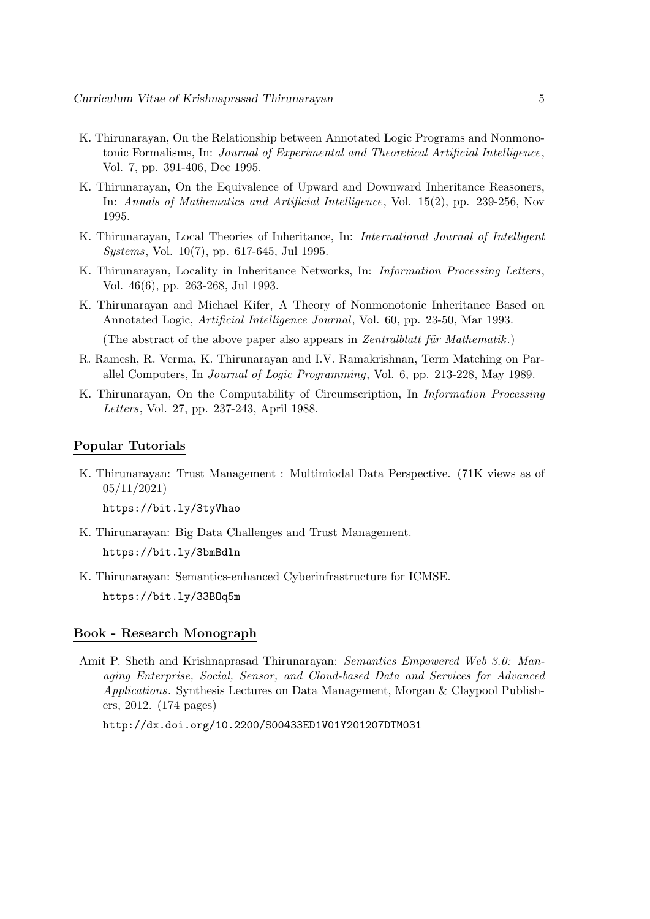K. Thirunarayan, On the Relationship between Annotated Logic Programs and Nonmonotonic Formalisms, In: *Journal of Experimental and Theoretical Artificial Intelligence*, Vol. 7, pp. 391-406, Dec 1995.

K. Thirunarayan, On the Equivalence of Upward and Downward Inheritance Reasoners, In: *Annals of Mathematics and Artificial Intelligence*, Vol. 15(2), pp. 239-256, Nov 1995.

K. Thirunarayan, Local Theories of Inheritance, In: *International Journal of Intelligent Systems*, Vol. 10(7), pp. 617-645, Jul 1995.

K. Thirunarayan, Locality in Inheritance Networks, In: *Information Processing Letters*, Vol. 46(6), pp. 263-268, Jul 1993.

K. Thirunarayan and Michael Kifer, A Theory of Nonmonotonic Inheritance Based on Annotated Logic, *Artificial Intelligence Journal*, Vol. 60, pp. 23-50, Mar 1993.

(The abstract of the above paper also appears in *Zentralblatt für Mathematik*.)

R. Ramesh, R. Verma, K. Thirunarayan and I.V. Ramakrishnan, Term Matching on Parallel Computers, In *Journal of Logic Programming*, Vol. 6, pp. 213-228, May 1989.

K. Thirunarayan, On the Computability of Circumscription, In *Information Processing Letters*, Vol. 27, pp. 237-243, April 1988.

## Popular Tutorials

K. Thirunarayan: Trust Management : Multimiodal Data Perspective. (71K views as of 05/11/2021)

https://bit.ly/3tyVhao

K. Thirunarayan: Big Data Challenges and Trust Management.

https://bit.ly/3bmBdln

K. Thirunarayan: Semantics-enhanced Cyberinfrastructure for ICMSE.

https://bit.ly/33BOq5m

## Book - Research Monograph

Amit P. Sheth and Krishnaprasad Thirunarayan: *Semantics Empowered Web 3.0: Managing Enterprise, Social, Sensor, and Cloud-based Data and Services for Advanced Applications*. Synthesis Lectures on Data Management, Morgan & Claypool Publishers, 2012. (174 pages)

http://dx.doi.org/10.2200/S00433ED1V01Y201207DTM031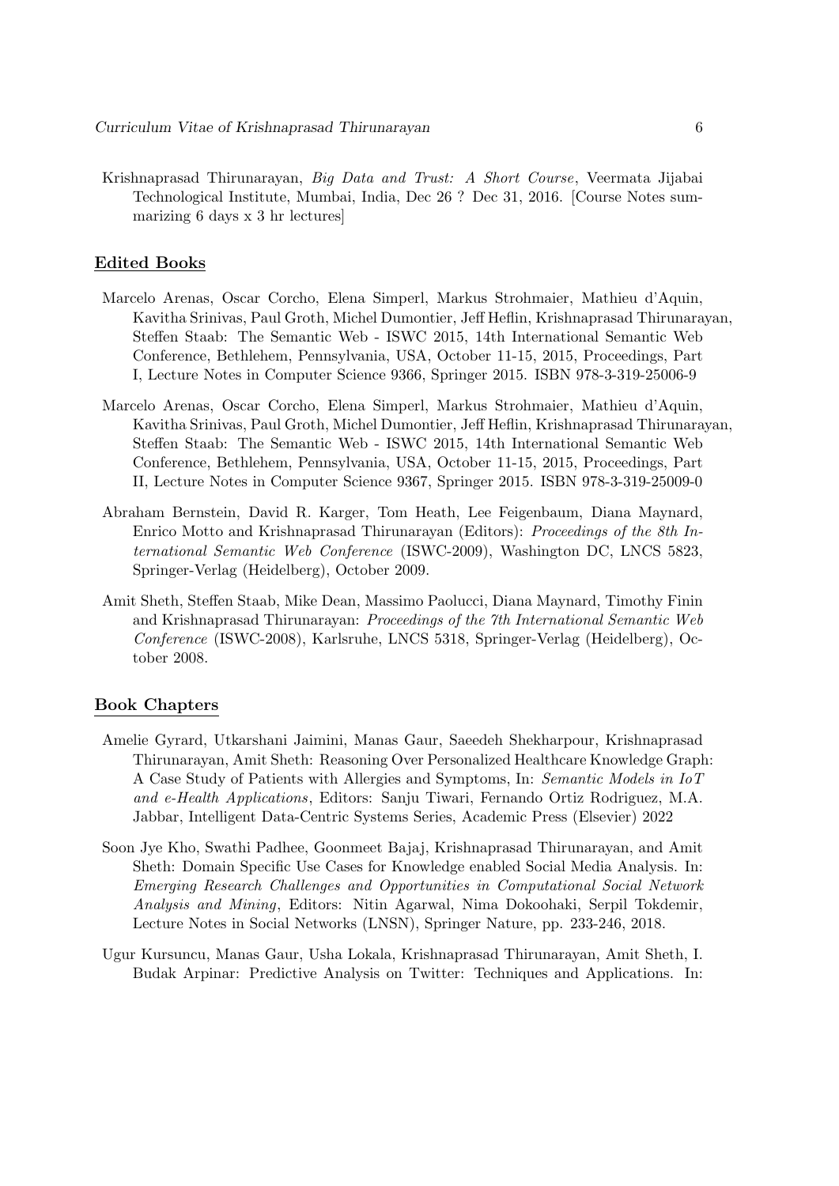Krishnaprasad Thirunarayan, *Big Data and Trust: A Short Course*, Veermata Jijabai Technological Institute, Mumbai, India, Dec 26 ? Dec 31, 2016. [Course Notes summarizing 6 days x 3 hr lectures]

## Edited Books

Marcelo Arenas, Oscar Corcho, Elena Simperl, Markus Strohmaier, Mathieu d'Aquin, Kavitha Srinivas, Paul Groth, Michel Dumontier, Jeff Heflin, Krishnaprasad Thirunarayan, Steffen Staab: The Semantic Web - ISWC 2015, 14th International Semantic Web Conference, Bethlehem, Pennsylvania, USA, October 11-15, 2015, Proceedings, Part I, Lecture Notes in Computer Science 9366, Springer 2015. ISBN 978-3-319-25006-9

Marcelo Arenas, Oscar Corcho, Elena Simperl, Markus Strohmaier, Mathieu d'Aquin, Kavitha Srinivas, Paul Groth, Michel Dumontier, Jeff Heflin, Krishnaprasad Thirunarayan, Steffen Staab: The Semantic Web - ISWC 2015, 14th International Semantic Web Conference, Bethlehem, Pennsylvania, USA, October 11-15, 2015, Proceedings, Part II, Lecture Notes in Computer Science 9367, Springer 2015. ISBN 978-3-319-25009-0

Abraham Bernstein, David R. Karger, Tom Heath, Lee Feigenbaum, Diana Maynard, Enrico Motto and Krishnaprasad Thirunarayan (Editors): *Proceedings of the 8th International Semantic Web Conference* (ISWC-2009), Washington DC, LNCS 5823, Springer-Verlag (Heidelberg), October 2009.

Amit Sheth, Steffen Staab, Mike Dean, Massimo Paolucci, Diana Maynard, Timothy Finin and Krishnaprasad Thirunarayan: *Proceedings of the 7th International Semantic Web Conference* (ISWC-2008), Karlsruhe, LNCS 5318, Springer-Verlag (Heidelberg), October 2008.

## Book Chapters

Amelie Gyrard, Utkarshani Jaimini, Manas Gaur, Saeedeh Shekharpour, Krishnaprasad Thirunarayan, Amit Sheth: Reasoning Over Personalized Healthcare Knowledge Graph: A Case Study of Patients with Allergies and Symptoms, In: *Semantic Models in IoT and e-Health Applications*, Editors: Sanju Tiwari, Fernando Ortiz Rodriguez, M.A. Jabbar, Intelligent Data-Centric Systems Series, Academic Press (Elsevier) 2022

Soon Jye Kho, Swathi Padhee, Goonmeet Bajaj, Krishnaprasad Thirunarayan, and Amit Sheth: Domain Specific Use Cases for Knowledge enabled Social Media Analysis. In: *Emerging Research Challenges and Opportunities in Computational Social Network Analysis and Mining*, Editors: Nitin Agarwal, Nima Dokoohaki, Serpil Tokdemir, Lecture Notes in Social Networks (LNSN), Springer Nature, pp. 233-246, 2018.

Ugur Kursuncu, Manas Gaur, Usha Lokala, Krishnaprasad Thirunarayan, Amit Sheth, I. Budak Arpinar: Predictive Analysis on Twitter: Techniques and Applications. In: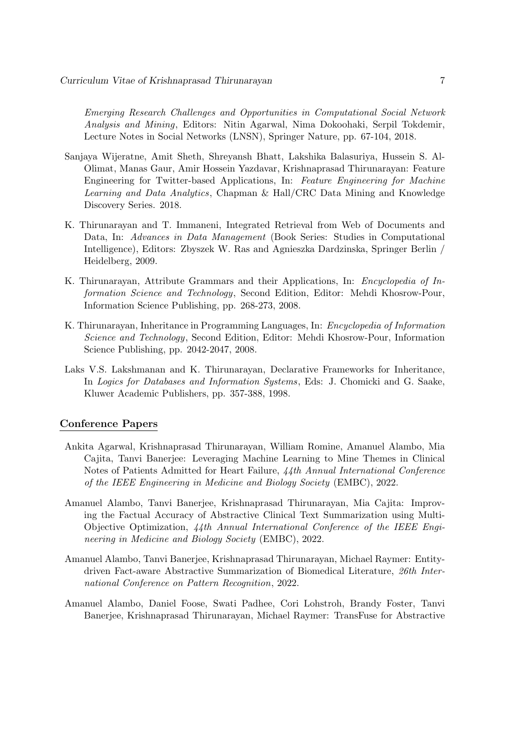*Emerging Research Challenges and Opportunities in Computational Social Network Analysis and Mining*, Editors: Nitin Agarwal, Nima Dokoohaki, Serpil Tokdemir, Lecture Notes in Social Networks (LNSN), Springer Nature, pp. 67-104, 2018.

Sanjaya Wijeratne, Amit Sheth, Shreyansh Bhatt, Lakshika Balasuriya, Hussein S. Al-Olimat, Manas Gaur, Amir Hossein Yazdavar, Krishnaprasad Thirunarayan: Feature Engineering for Twitter-based Applications, In: *Feature Engineering for Machine Learning and Data Analytics*, Chapman & Hall/CRC Data Mining and Knowledge Discovery Series. 2018.

K. Thirunarayan and T. Immaneni, Integrated Retrieval from Web of Documents and Data, In: *Advances in Data Management* (Book Series: Studies in Computational Intelligence), Editors: Zbyszek W. Ras and Agnieszka Dardzinska, Springer Berlin / Heidelberg, 2009.

K. Thirunarayan, Attribute Grammars and their Applications, In: *Encyclopedia of Information Science and Technology*, Second Edition, Editor: Mehdi Khosrow-Pour, Information Science Publishing, pp. 268-273, 2008.

K. Thirunarayan, Inheritance in Programming Languages, In: *Encyclopedia of Information Science and Technology*, Second Edition, Editor: Mehdi Khosrow-Pour, Information Science Publishing, pp. 2042-2047, 2008.

Laks V.S. Lakshmanan and K. Thirunarayan, Declarative Frameworks for Inheritance, In *Logics for Databases and Information Systems*, Eds: J. Chomicki and G. Saake, Kluwer Academic Publishers, pp. 357-388, 1998.

## Conference Papers

Ankita Agarwal, Krishnaprasad Thirunarayan, William Romine, Amanuel Alambo, Mia Cajita, Tanvi Banerjee: Leveraging Machine Learning to Mine Themes in Clinical Notes of Patients Admitted for Heart Failure, *44th Annual International Conference of the IEEE Engineering in Medicine and Biology Society* (EMBC), 2022.

Amanuel Alambo, Tanvi Banerjee, Krishnaprasad Thirunarayan, Mia Cajita: Improving the Factual Accuracy of Abstractive Clinical Text Summarization using Multi-Objective Optimization, *44th Annual International Conference of the IEEE Engineering in Medicine and Biology Society* (EMBC), 2022.

Amanuel Alambo, Tanvi Banerjee, Krishnaprasad Thirunarayan, Michael Raymer: Entity-driven Fact-aware Abstractive Summarization of Biomedical Literature, *26th International Conference on Pattern Recognition*, 2022.

Amanuel Alambo, Daniel Foose, Swati Padhee, Cori Lohstroh, Brandy Foster, Tanvi Banerjee, Krishnaprasad Thirunarayan, Michael Raymer: TransFuse for Abstractive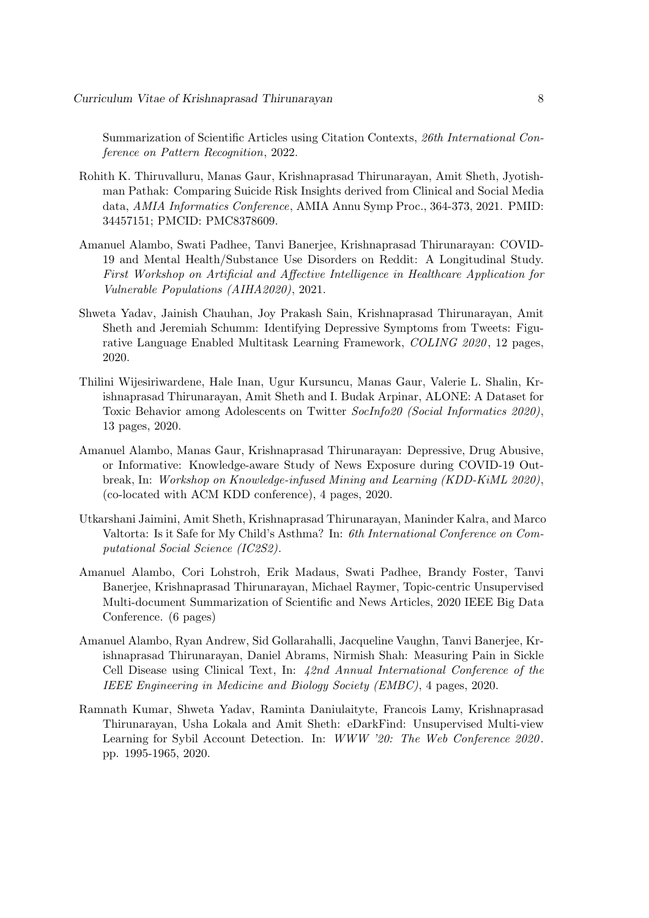Summarization of Scientific Articles using Citation Contexts, *26th International Conference on Pattern Recognition*, 2022.

Rohith K. Thiruvalluru, Manas Gaur, Krishnaprasad Thirunarayan, Amit Sheth, Jyotishman Pathak: Comparing Suicide Risk Insights derived from Clinical and Social Media data, *AMIA Informatics Conference*, AMIA Annu Symp Proc., 364-373, 2021. PMID: 34457151; PMCID: PMC8378609.

Amanuel Alambo, Swati Padhee, Tanvi Banerjee, Krishnaprasad Thirunarayan: COVID-19 and Mental Health/Substance Use Disorders on Reddit: A Longitudinal Study. *First Workshop on Artificial and Affective Intelligence in Healthcare Application for Vulnerable Populations (AIHA2020)*, 2021.

Shweta Yadav, Jainish Chauhan, Joy Prakash Sain, Krishnaprasad Thirunarayan, Amit Sheth and Jeremiah Schumm: Identifying Depressive Symptoms from Tweets: Figurative Language Enabled Multitask Learning Framework, *COLING 2020*, 12 pages, 2020.

Thilini Wijesiriwardene, Hale Inan, Ugur Kursuncu, Manas Gaur, Valerie L. Shalin, Krishnaprasad Thirunarayan, Amit Sheth and I. Budak Arpinar, ALONE: A Dataset for Toxic Behavior among Adolescents on Twitter *SocInfo20 (Social Informatics 2020)*, 13 pages, 2020.

Amanuel Alambo, Manas Gaur, Krishnaprasad Thirunarayan: Depressive, Drug Abusive, or Informative: Knowledge-aware Study of News Exposure during COVID-19 Outbreak, In: *Workshop on Knowledge-infused Mining and Learning (KDD-KiML 2020)*, (co-located with ACM KDD conference), 4 pages, 2020.

Utkarshani Jaimini, Amit Sheth, Krishnaprasad Thirunarayan, Maninder Kalra, and Marco Valtorta: Is it Safe for My Child's Asthma? In: *6th International Conference on Computational Social Science (IC2S2)*.

Amanuel Alambo, Cori Lohstroh, Erik Madaus, Swati Padhee, Brandy Foster, Tanvi Banerjee, Krishnaprasad Thirunarayan, Michael Raymer, Topic-centric Unsupervised Multi-document Summarization of Scientific and News Articles, 2020 IEEE Big Data Conference. (6 pages)

Amanuel Alambo, Ryan Andrew, Sid Gollarahalli, Jacqueline Vaughn, Tanvi Banerjee, Krishnaprasad Thirunarayan, Daniel Abrams, Nirmish Shah: Measuring Pain in Sickle Cell Disease using Clinical Text, In: *42nd Annual International Conference of the IEEE Engineering in Medicine and Biology Society (EMBC)*, 4 pages, 2020.

Ramnath Kumar, Shweta Yadav, Raminta Daniulaityte, Francois Lamy, Krishnaprasad Thirunarayan, Usha Lokala and Amit Sheth: eDarkFind: Unsupervised Multi-view Learning for Sybil Account Detection. In: *WWW '20: The Web Conference 2020*. pp. 1995-1965, 2020.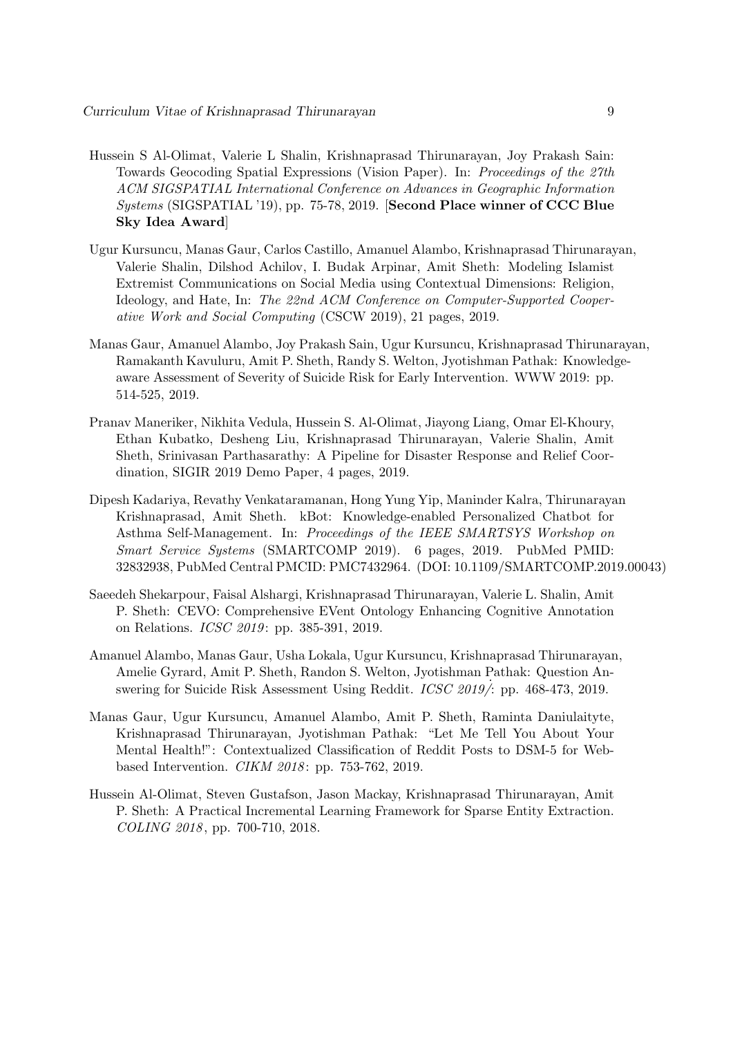Hussein S Al-Olimat, Valerie L Shalin, Krishnaprasad Thirunarayan, Joy Prakash Sain: Towards Geocoding Spatial Expressions (Vision Paper). In: *Proceedings of the 27th ACM SIGSPATIAL International Conference on Advances in Geographic Information Systems* (SIGSPATIAL '19), pp. 75-78, 2019. [**Second Place winner of CCC Blue Sky Idea Award**]

Ugur Kursuncu, Manas Gaur, Carlos Castillo, Amanuel Alambo, Krishnaprasad Thirunarayan, Valerie Shalin, Dilshod Achilov, I. Budak Arpinar, Amit Sheth: Modeling Islamist Extremist Communications on Social Media using Contextual Dimensions: Religion, Ideology, and Hate, In: *The 22nd ACM Conference on Computer-Supported Cooperative Work and Social Computing* (CSCW 2019), 21 pages, 2019.

Manas Gaur, Amanuel Alambo, Joy Prakash Sain, Ugur Kursuncu, Krishnaprasad Thirunarayan, Ramakanth Kavuluru, Amit P. Sheth, Randy S. Welton, Jyotishman Pathak: Knowledge-aware Assessment of Severity of Suicide Risk for Early Intervention. WWW 2019: pp. 514-525, 2019.

Pranav Maneriker, Nikhita Vedula, Hussein S. Al-Olimat, Jiayong Liang, Omar El-Khoury, Ethan Kubatko, Desheng Liu, Krishnaprasad Thirunarayan, Valerie Shalin, Amit Sheth, Srinivasan Parthasarathy: A Pipeline for Disaster Response and Relief Coordination, SIGIR 2019 Demo Paper, 4 pages, 2019.

Dipesh Kadariya, Revathy Venkataramanan, Hong Yung Yip, Maninder Kalra, Thirunarayan Krishnaprasad, Amit Sheth. kBot: Knowledge-enabled Personalized Chatbot for Asthma Self-Management. In: *Proceedings of the IEEE SMARTSYS Workshop on Smart Service Systems* (SMARTCOMP 2019). 6 pages, 2019. PubMed PMID: 32832938, PubMed Central PMCID: PMC7432964. (DOI: 10.1109/SMARTCOMP.2019.00043)

Saeedeh Shekarpour, Faisal Alshargi, Krishnaprasad Thirunarayan, Valerie L. Shalin, Amit P. Sheth: CEVO: Comprehensive EVent Ontology Enhancing Cognitive Annotation on Relations. *ICSC 2019*: pp. 385-391, 2019.

Amanuel Alambo, Manas Gaur, Usha Lokala, Ugur Kursuncu, Krishnaprasad Thirunarayan, Amelie Gyrard, Amit P. Sheth, Randon S. Welton, Jyotishman Pathak: Question Answering for Suicide Risk Assessment Using Reddit. *ICSC 2019*: pp. 468-473, 2019.

Manas Gaur, Ugur Kursuncu, Amanuel Alambo, Amit P. Sheth, Raminta Daniulaityte, Krishnaprasad Thirunarayan, Jyotishman Pathak: "Let Me Tell You About Your Mental Health!": Contextualized Classification of Reddit Posts to DSM-5 for Web-based Intervention. *CIKM 2018*: pp. 753-762, 2019.

Hussein Al-Olimat, Steven Gustafson, Jason Mackay, Krishnaprasad Thirunarayan, Amit P. Sheth: A Practical Incremental Learning Framework for Sparse Entity Extraction. *COLING 2018*, pp. 700-710, 2018.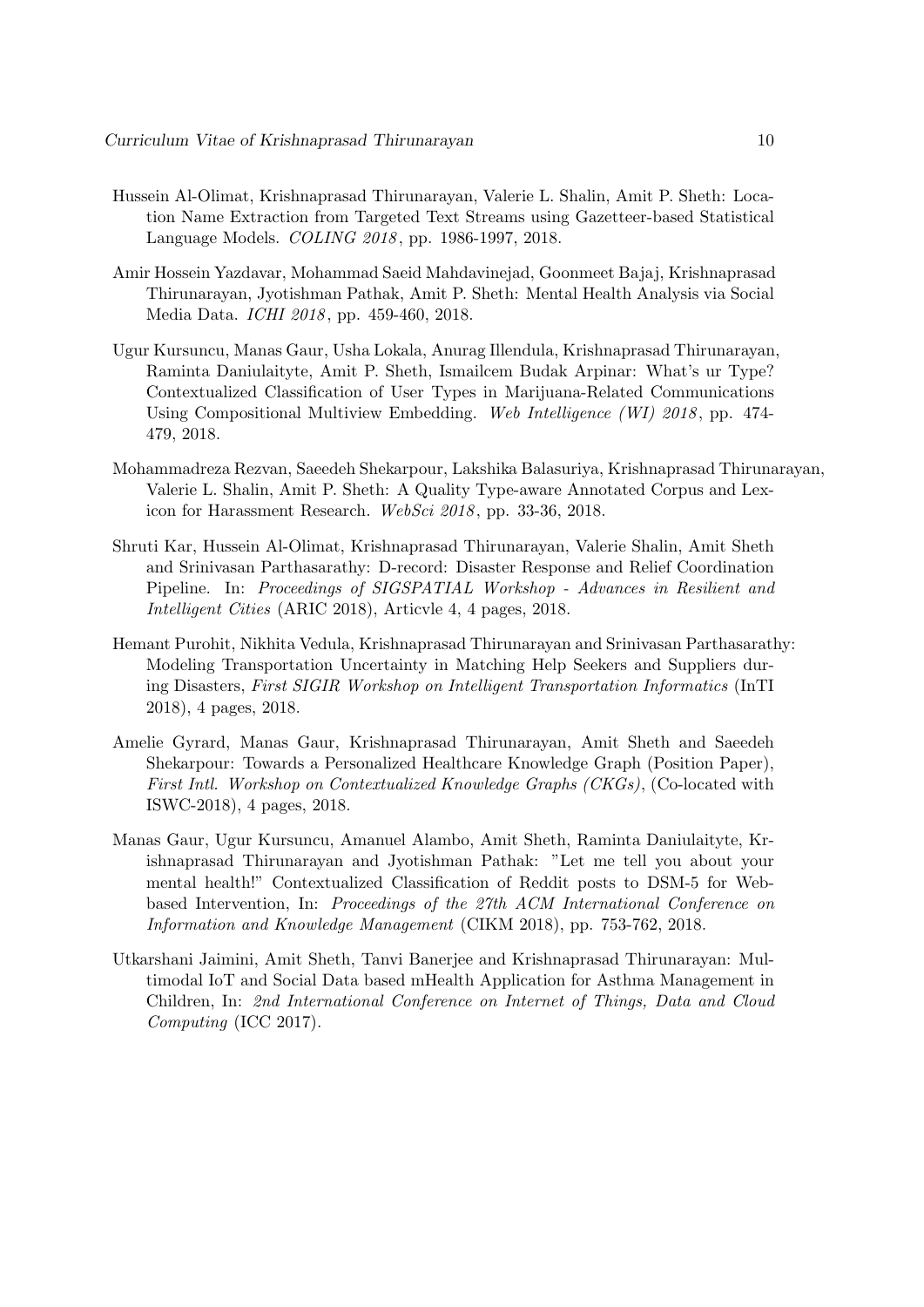Hussein Al-Olimat, Krishnaprasad Thirunarayan, Valerie L. Shalin, Amit P. Sheth: Location Name Extraction from Targeted Text Streams using Gazetteer-based Statistical Language Models. *COLING 2018*, pp. 1986-1997, 2018.

Amir Hossein Yazdavar, Mohammad Saeid Mahdavinejad, Goonmeet Bajaj, Krishnaprasad Thirunarayan, Jyotishman Pathak, Amit P. Sheth: Mental Health Analysis via Social Media Data. *ICHI 2018*, pp. 459-460, 2018.

Ugur Kursuncu, Manas Gaur, Usha Lokala, Anurag Illendula, Krishnaprasad Thirunarayan, Raminta Daniulaityte, Amit P. Sheth, Ismailcem Budak Arpinar: What's ur Type? Contextualized Classification of User Types in Marijuana-Related Communications Using Compositional Multiview Embedding. *Web Intelligence (WI) 2018*, pp. 474-479, 2018.

Mohammadreza Rezvan, Saeedeh Shekarpour, Lakshika Balasuriya, Krishnaprasad Thirunarayan, Valerie L. Shalin, Amit P. Sheth: A Quality Type-aware Annotated Corpus and Lexicon for Harassment Research. *WebSci 2018*, pp. 33-36, 2018.

Shruti Kar, Hussein Al-Olimat, Krishnaprasad Thirunarayan, Valerie Shalin, Amit Sheth and Srinivasan Parthasarathy: D-record: Disaster Response and Relief Coordination Pipeline. In: *Proceedings of SIGSPATIAL Workshop - Advances in Resilient and Intelligent Cities* (ARIC 2018), Articvle 4, 4 pages, 2018.

Hemant Purohit, Nikhita Vedula, Krishnaprasad Thirunarayan and Srinivasan Parthasarathy: Modeling Transportation Uncertainty in Matching Help Seekers and Suppliers during Disasters, *First SIGIR Workshop on Intelligent Transportation Informatics* (InTI 2018), 4 pages, 2018.

Amelie Gyrard, Manas Gaur, Krishnaprasad Thirunarayan, Amit Sheth and Saeedeh Shekarpour: Towards a Personalized Healthcare Knowledge Graph (Position Paper), *First Intl. Workshop on Contextualized Knowledge Graphs (CKGs)*, (Co-located with ISWC-2018), 4 pages, 2018.

Manas Gaur, Ugur Kursuncu, Amanuel Alambo, Amit Sheth, Raminta Daniulaityte, Krishnaprasad Thirunarayan and Jyotishman Pathak: "Let me tell you about your mental health!" Contextualized Classification of Reddit posts to DSM-5 for Web-based Intervention, In: *Proceedings of the 27th ACM International Conference on Information and Knowledge Management* (CIKM 2018), pp. 753-762, 2018.

Utkarshani Jaimini, Amit Sheth, Tanvi Banerjee and Krishnaprasad Thirunarayan: Multimodal IoT and Social Data based mHealth Application for Asthma Management in Children, In: *2nd International Conference on Internet of Things, Data and Cloud Computing* (ICC 2017).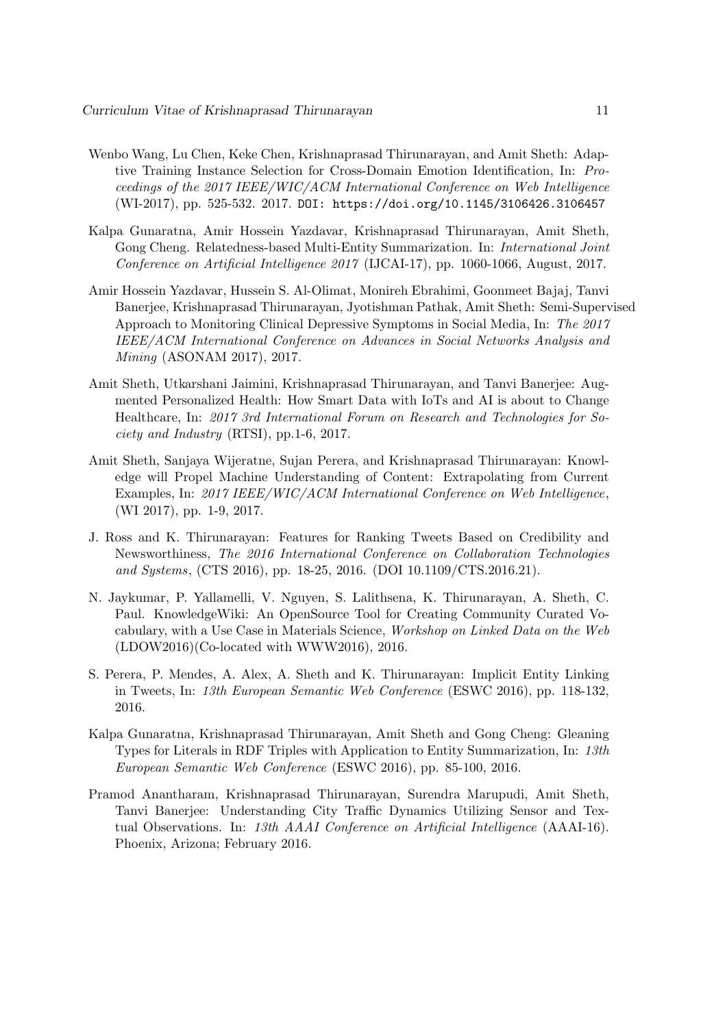Wenbo Wang, Lu Chen, Keke Chen, Krishnaprasad Thirunarayan, and Amit Sheth: Adaptive Training Instance Selection for Cross-Domain Emotion Identification, In: *Proceedings of the 2017 IEEE/WIC/ACM International Conference on Web Intelligence* (WI-2017), pp. 525-532. 2017. `DOI: https://doi.org/10.1145/3106426.3106457`

Kalpa Gunaratna, Amir Hossein Yazdavar, Krishnaprasad Thirunarayan, Amit Sheth, Gong Cheng. Relatedness-based Multi-Entity Summarization. In: *International Joint Conference on Artificial Intelligence 2017* (IJCAI-17), pp. 1060-1066, August, 2017.

Amir Hossein Yazdavar, Hussein S. Al-Olimat, Monireh Ebrahimi, Goonmeet Bajaj, Tanvi Banerjee, Krishnaprasad Thirunarayan, Jyotishman Pathak, Amit Sheth: Semi-Supervised Approach to Monitoring Clinical Depressive Symptoms in Social Media, In: *The 2017 IEEE/ACM International Conference on Advances in Social Networks Analysis and Mining* (ASONAM 2017), 2017.

Amit Sheth, Utkarshani Jaimini, Krishnaprasad Thirunarayan, and Tanvi Banerjee: Augmented Personalized Health: How Smart Data with IoTs and AI is about to Change Healthcare, In: *2017 3rd International Forum on Research and Technologies for Society and Industry* (RTSI), pp.1-6, 2017.

Amit Sheth, Sanjaya Wijeratne, Sujan Perera, and Krishnaprasad Thirunarayan: Knowledge will Propel Machine Understanding of Content: Extrapolating from Current Examples, In: *2017 IEEE/WIC/ACM International Conference on Web Intelligence*, (WI 2017), pp. 1-9, 2017.

J. Ross and K. Thirunarayan: Features for Ranking Tweets Based on Credibility and Newsworthiness, *The 2016 International Conference on Collaboration Technologies and Systems*, (CTS 2016), pp. 18-25, 2016. (DOI 10.1109/CTS.2016.21).

N. Jaykumar, P. Yallamelli, V. Nguyen, S. Lalithsena, K. Thirunarayan, A. Sheth, C. Paul. KnowledgeWiki: An OpenSource Tool for Creating Community Curated Vocabulary, with a Use Case in Materials Science, *Workshop on Linked Data on the Web* (LDOW2016)(Co-located with WWW2016), 2016.

S. Perera, P. Mendes, A. Alex, A. Sheth and K. Thirunarayan: Implicit Entity Linking in Tweets, In: *13th European Semantic Web Conference* (ESWC 2016), pp. 118-132, 2016.

Kalpa Gunaratna, Krishnaprasad Thirunarayan, Amit Sheth and Gong Cheng: Gleaning Types for Literals in RDF Triples with Application to Entity Summarization, In: *13th European Semantic Web Conference* (ESWC 2016), pp. 85-100, 2016.

Pramod Anantharam, Krishnaprasad Thirunarayan, Surendra Marupudi, Amit Sheth, Tanvi Banerjee: Understanding City Traffic Dynamics Utilizing Sensor and Textual Observations. In: *13th AAAI Conference on Artificial Intelligence* (AAAI-16). Phoenix, Arizona; February 2016.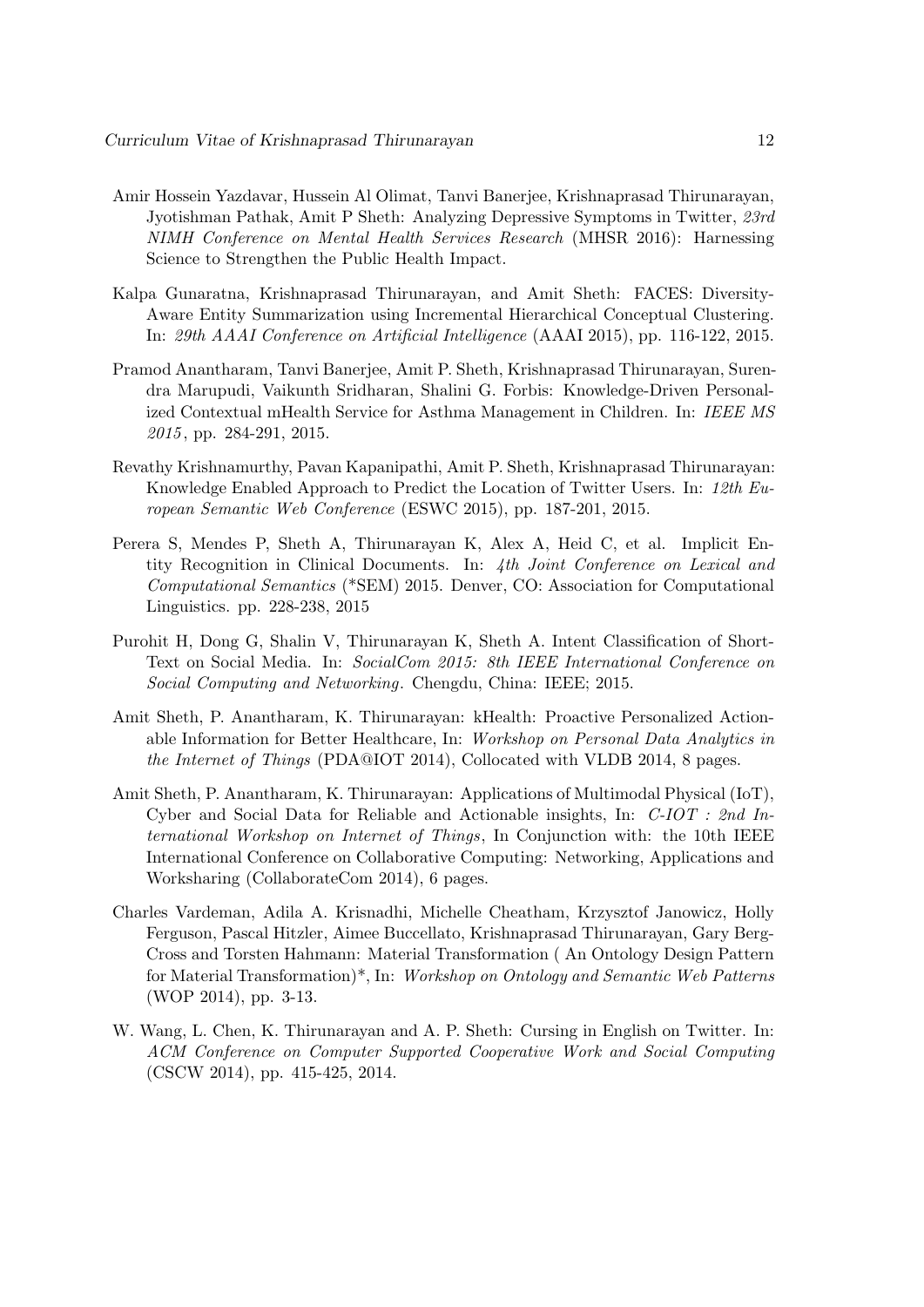Amir Hossein Yazdavar, Hussein Al Olimat, Tanvi Banerjee, Krishnaprasad Thirunarayan, Jyotishman Pathak, Amit P Sheth: Analyzing Depressive Symptoms in Twitter, *23rd NIMH Conference on Mental Health Services Research* (MHSR 2016): Harnessing Science to Strengthen the Public Health Impact.

Kalpa Gunaratna, Krishnaprasad Thirunarayan, and Amit Sheth: FACES: Diversity-Aware Entity Summarization using Incremental Hierarchical Conceptual Clustering. In: *29th AAAI Conference on Artificial Intelligence* (AAAI 2015), pp. 116-122, 2015.

Pramod Anantharam, Tanvi Banerjee, Amit P. Sheth, Krishnaprasad Thirunarayan, Surendra Marupudi, Vaikunth Sridharan, Shalini G. Forbis: Knowledge-Driven Personalized Contextual mHealth Service for Asthma Management in Children. In: *IEEE MS 2015*, pp. 284-291, 2015.

Revathy Krishnamurthy, Pavan Kapanipathi, Amit P. Sheth, Krishnaprasad Thirunarayan: Knowledge Enabled Approach to Predict the Location of Twitter Users. In: *12th European Semantic Web Conference* (ESWC 2015), pp. 187-201, 2015.

Perera S, Mendes P, Sheth A, Thirunarayan K, Alex A, Heid C, et al. Implicit Entity Recognition in Clinical Documents. In: *4th Joint Conference on Lexical and Computational Semantics* (*SEM) 2015. Denver, CO: Association for Computational Linguistics. pp. 228-238, 2015

Purohit H, Dong G, Shalin V, Thirunarayan K, Sheth A. Intent Classification of Short-Text on Social Media. In: *SocialCom 2015: 8th IEEE International Conference on Social Computing and Networking*. Chengdu, China: IEEE; 2015.

Amit Sheth, P. Anantharam, K. Thirunarayan: kHealth: Proactive Personalized Actionable Information for Better Healthcare, In: *Workshop on Personal Data Analytics in the Internet of Things* (PDA@IOT 2014), Collocated with VLDB 2014, 8 pages.

Amit Sheth, P. Anantharam, K. Thirunarayan: Applications of Multimodal Physical (IoT), Cyber and Social Data for Reliable and Actionable insights, In: *C-IOT : 2nd International Workshop on Internet of Things*, In Conjunction with: the 10th IEEE International Conference on Collaborative Computing: Networking, Applications and Worksharing (CollaborateCom 2014), 6 pages.

Charles Vardeman, Adila A. Krisnadhi, Michelle Cheatham, Krzysztof Janowicz, Holly Ferguson, Pascal Hitzler, Aimee Buccellato, Krishnaprasad Thirunarayan, Gary Berg-Cross and Torsten Hahmann: Material Transformation ( An Ontology Design Pattern for Material Transformation)*, In: *Workshop on Ontology and Semantic Web Patterns* (WOP 2014), pp. 3-13.

W. Wang, L. Chen, K. Thirunarayan and A. P. Sheth: Cursing in English on Twitter. In: *ACM Conference on Computer Supported Cooperative Work and Social Computing* (CSCW 2014), pp. 415-425, 2014.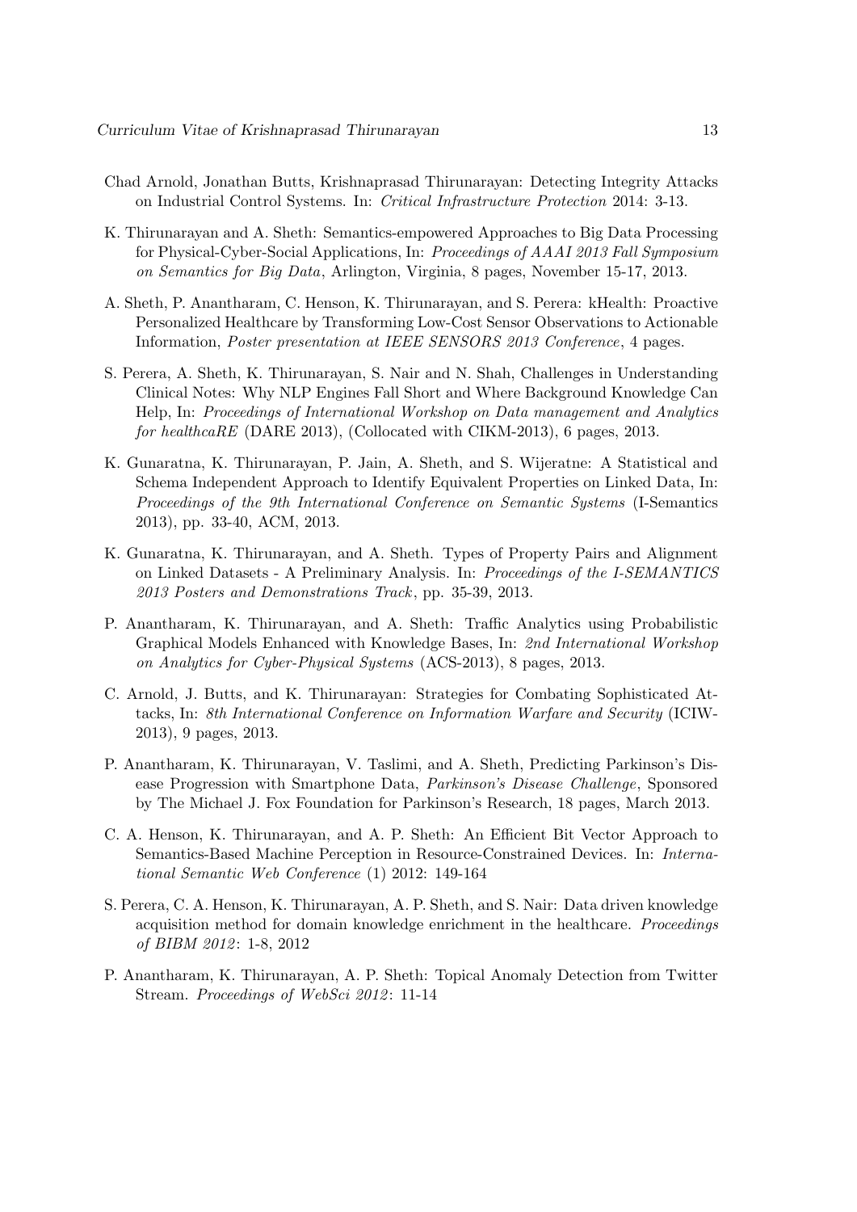Chad Arnold, Jonathan Butts, Krishnaprasad Thirunarayan: Detecting Integrity Attacks on Industrial Control Systems. In: *Critical Infrastructure Protection* 2014: 3-13.

K. Thirunarayan and A. Sheth: Semantics-empowered Approaches to Big Data Processing for Physical-Cyber-Social Applications, In: *Proceedings of AAAI 2013 Fall Symposium on Semantics for Big Data*, Arlington, Virginia, 8 pages, November 15-17, 2013.

A. Sheth, P. Anantharam, C. Henson, K. Thirunarayan, and S. Perera: kHealth: Proactive Personalized Healthcare by Transforming Low-Cost Sensor Observations to Actionable Information, *Poster presentation at IEEE SENSORS 2013 Conference*, 4 pages.

S. Perera, A. Sheth, K. Thirunarayan, S. Nair and N. Shah, Challenges in Understanding Clinical Notes: Why NLP Engines Fall Short and Where Background Knowledge Can Help, In: *Proceedings of International Workshop on Data management and Analytics for healthcaRE* (DARE 2013), (Collocated with CIKM-2013), 6 pages, 2013.

K. Gunaratna, K. Thirunarayan, P. Jain, A. Sheth, and S. Wijeratne: A Statistical and Schema Independent Approach to Identify Equivalent Properties on Linked Data, In: *Proceedings of the 9th International Conference on Semantic Systems* (I-Semantics 2013), pp. 33-40, ACM, 2013.

K. Gunaratna, K. Thirunarayan, and A. Sheth. Types of Property Pairs and Alignment on Linked Datasets - A Preliminary Analysis. In: *Proceedings of the I-SEMANTICS 2013 Posters and Demonstrations Track*, pp. 35-39, 2013.

P. Anantharam, K. Thirunarayan, and A. Sheth: Traffic Analytics using Probabilistic Graphical Models Enhanced with Knowledge Bases, In: *2nd International Workshop on Analytics for Cyber-Physical Systems* (ACS-2013), 8 pages, 2013.

C. Arnold, J. Butts, and K. Thirunarayan: Strategies for Combating Sophisticated Attacks, In: *8th International Conference on Information Warfare and Security* (ICIW-2013), 9 pages, 2013.

P. Anantharam, K. Thirunarayan, V. Taslimi, and A. Sheth, Predicting Parkinson's Disease Progression with Smartphone Data, *Parkinson's Disease Challenge*, Sponsored by The Michael J. Fox Foundation for Parkinson's Research, 18 pages, March 2013.

C. A. Henson, K. Thirunarayan, and A. P. Sheth: An Efficient Bit Vector Approach to Semantics-Based Machine Perception in Resource-Constrained Devices. In: *International Semantic Web Conference* (1) 2012: 149-164

S. Perera, C. A. Henson, K. Thirunarayan, A. P. Sheth, and S. Nair: Data driven knowledge acquisition method for domain knowledge enrichment in the healthcare. *Proceedings of BIBM 2012*: 1-8, 2012

P. Anantharam, K. Thirunarayan, A. P. Sheth: Topical Anomaly Detection from Twitter Stream. *Proceedings of WebSci 2012*: 11-14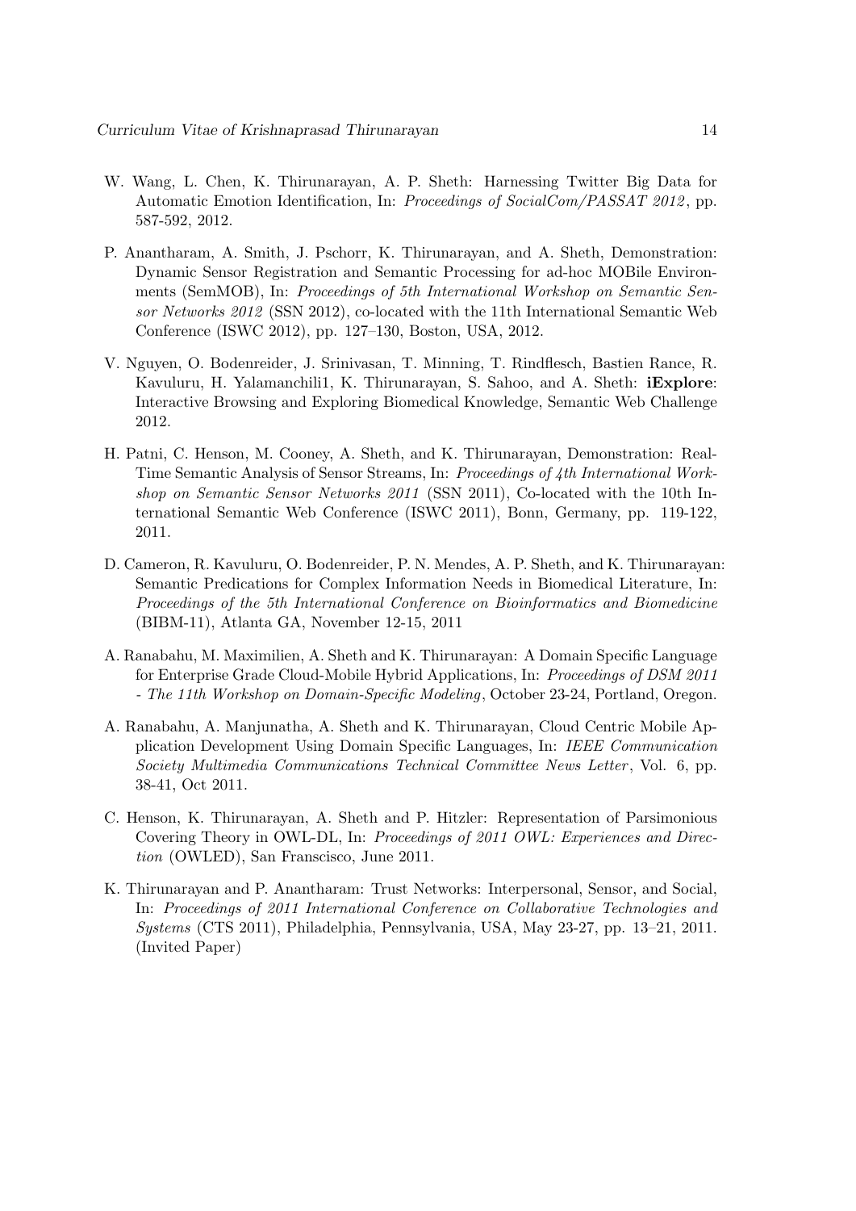W. Wang, L. Chen, K. Thirunarayan, A. P. Sheth: Harnessing Twitter Big Data for Automatic Emotion Identification, In: *Proceedings of SocialCom/PASSAT 2012*, pp. 587-592, 2012.

P. Anantharam, A. Smith, J. Pschorr, K. Thirunarayan, and A. Sheth, Demonstration: Dynamic Sensor Registration and Semantic Processing for ad-hoc MOBile Environments (SemMOB), In: *Proceedings of 5th International Workshop on Semantic Sensor Networks 2012* (SSN 2012), co-located with the 11th International Semantic Web Conference (ISWC 2012), pp. 127–130, Boston, USA, 2012.

V. Nguyen, O. Bodenreider, J. Srinivasan, T. Minning, T. Rindflesch, Bastien Rance, R. Kavuluru, H. Yalamanchili1, K. Thirunarayan, S. Sahoo, and A. Sheth: **iExplore**: Interactive Browsing and Exploring Biomedical Knowledge, Semantic Web Challenge 2012.

H. Patni, C. Henson, M. Cooney, A. Sheth, and K. Thirunarayan, Demonstration: Real-Time Semantic Analysis of Sensor Streams, In: *Proceedings of 4th International Workshop on Semantic Sensor Networks 2011* (SSN 2011), Co-located with the 10th International Semantic Web Conference (ISWC 2011), Bonn, Germany, pp. 119-122, 2011.

D. Cameron, R. Kavuluru, O. Bodenreider, P. N. Mendes, A. P. Sheth, and K. Thirunarayan: Semantic Predications for Complex Information Needs in Biomedical Literature, In: *Proceedings of the 5th International Conference on Bioinformatics and Biomedicine* (BIBM-11), Atlanta GA, November 12-15, 2011

A. Ranabahu, M. Maximilien, A. Sheth and K. Thirunarayan: A Domain Specific Language for Enterprise Grade Cloud-Mobile Hybrid Applications, In: *Proceedings of DSM 2011 - The 11th Workshop on Domain-Specific Modeling*, October 23-24, Portland, Oregon.

A. Ranabahu, A. Manjunatha, A. Sheth and K. Thirunarayan, Cloud Centric Mobile Application Development Using Domain Specific Languages, In: *IEEE Communication Society Multimedia Communications Technical Committee News Letter*, Vol. 6, pp. 38-41, Oct 2011.

C. Henson, K. Thirunarayan, A. Sheth and P. Hitzler: Representation of Parsimonious Covering Theory in OWL-DL, In: *Proceedings of 2011 OWL: Experiences and Direction* (OWLED), San Franscisco, June 2011.

K. Thirunarayan and P. Anantharam: Trust Networks: Interpersonal, Sensor, and Social, In: *Proceedings of 2011 International Conference on Collaborative Technologies and Systems* (CTS 2011), Philadelphia, Pennsylvania, USA, May 23-27, pp. 13–21, 2011. (Invited Paper)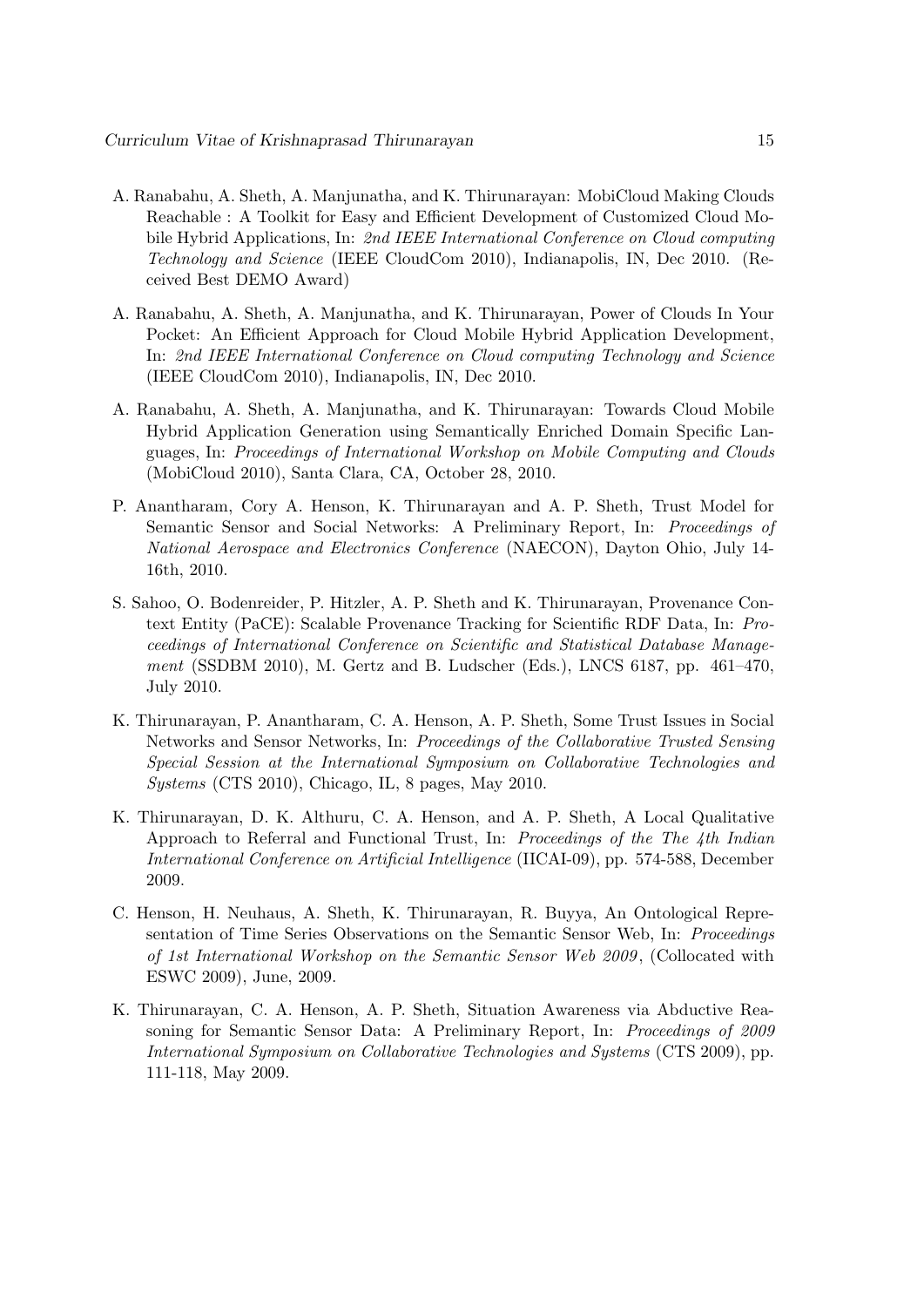A. Ranabahu, A. Sheth, A. Manjunatha, and K. Thirunarayan: MobiCloud Making Clouds Reachable : A Toolkit for Easy and Efficient Development of Customized Cloud Mobile Hybrid Applications, In: *2nd IEEE International Conference on Cloud computing Technology and Science* (IEEE CloudCom 2010), Indianapolis, IN, Dec 2010. (Received Best DEMO Award)

A. Ranabahu, A. Sheth, A. Manjunatha, and K. Thirunarayan, Power of Clouds In Your Pocket: An Efficient Approach for Cloud Mobile Hybrid Application Development, In: *2nd IEEE International Conference on Cloud computing Technology and Science* (IEEE CloudCom 2010), Indianapolis, IN, Dec 2010.

A. Ranabahu, A. Sheth, A. Manjunatha, and K. Thirunarayan: Towards Cloud Mobile Hybrid Application Generation using Semantically Enriched Domain Specific Languages, In: *Proceedings of International Workshop on Mobile Computing and Clouds* (MobiCloud 2010), Santa Clara, CA, October 28, 2010.

P. Anantharam, Cory A. Henson, K. Thirunarayan and A. P. Sheth, Trust Model for Semantic Sensor and Social Networks: A Preliminary Report, In: *Proceedings of National Aerospace and Electronics Conference* (NAECON), Dayton Ohio, July 14-16th, 2010.

S. Sahoo, O. Bodenreider, P. Hitzler, A. P. Sheth and K. Thirunarayan, Provenance Context Entity (PaCE): Scalable Provenance Tracking for Scientific RDF Data, In: *Proceedings of International Conference on Scientific and Statistical Database Management* (SSDBM 2010), M. Gertz and B. Ludscher (Eds.), LNCS 6187, pp. 461–470, July 2010.

K. Thirunarayan, P. Anantharam, C. A. Henson, A. P. Sheth, Some Trust Issues in Social Networks and Sensor Networks, In: *Proceedings of the Collaborative Trusted Sensing Special Session at the International Symposium on Collaborative Technologies and Systems* (CTS 2010), Chicago, IL, 8 pages, May 2010.

K. Thirunarayan, D. K. Althuru, C. A. Henson, and A. P. Sheth, A Local Qualitative Approach to Referral and Functional Trust, In: *Proceedings of the The 4th Indian International Conference on Artificial Intelligence* (IICAI-09), pp. 574-588, December 2009.

C. Henson, H. Neuhaus, A. Sheth, K. Thirunarayan, R. Buyya, An Ontological Representation of Time Series Observations on the Semantic Sensor Web, In: *Proceedings of 1st International Workshop on the Semantic Sensor Web 2009*, (Collocated with ESWC 2009), June, 2009.

K. Thirunarayan, C. A. Henson, A. P. Sheth, Situation Awareness via Abductive Reasoning for Semantic Sensor Data: A Preliminary Report, In: *Proceedings of 2009 International Symposium on Collaborative Technologies and Systems* (CTS 2009), pp. 111-118, May 2009.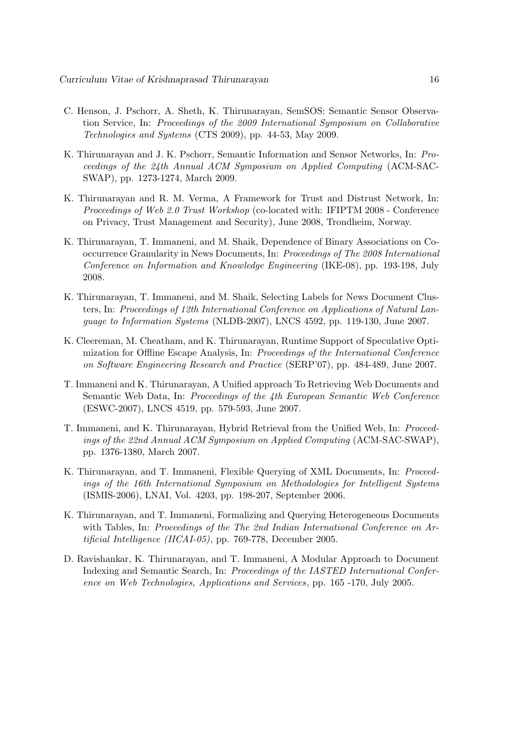C. Henson, J. Pschorr, A. Sheth, K. Thirunarayan, SemSOS: Semantic Sensor Observation Service, In: *Proceedings of the 2009 International Symposium on Collaborative Technologies and Systems* (CTS 2009), pp. 44-53, May 2009.

K. Thirunarayan and J. K. Pschorr, Semantic Information and Sensor Networks, In: *Proceedings of the 24th Annual ACM Symposium on Applied Computing* (ACM-SAC-SWAP), pp. 1273-1274, March 2009.

K. Thirunarayan and R. M. Verma, A Framework for Trust and Distrust Network, In: *Proceedings of Web 2.0 Trust Workshop* (co-located with: IFIPTM 2008 - Conference on Privacy, Trust Management and Security), June 2008, Trondheim, Norway.

K. Thirunarayan, T. Immaneni, and M. Shaik, Dependence of Binary Associations on Co-occurrence Granularity in News Documents, In: *Proceedings of The 2008 International Conference on Information and Knowledge Engineering* (IKE-08), pp. 193-198, July 2008.

K. Thirunarayan, T. Immaneni, and M. Shaik, Selecting Labels for News Document Clusters, In: *Proceedings of 12th International Conference on Applications of Natural Language to Information Systems* (NLDB-2007), LNCS 4592, pp. 119-130, June 2007.

K. Cleereman, M. Cheatham, and K. Thirunarayan, Runtime Support of Speculative Optimization for Offline Escape Analysis, In: *Proceedings of the International Conference on Software Engineering Research and Practice* (SERP'07), pp. 484-489, June 2007.

T. Immaneni and K. Thirunarayan, A Unified approach To Retrieving Web Documents and Semantic Web Data, In: *Proceedings of the 4th European Semantic Web Conference* (ESWC-2007), LNCS 4519, pp. 579-593, June 2007.

T. Immaneni, and K. Thirunarayan, Hybrid Retrieval from the Unified Web, In: *Proceedings of the 22nd Annual ACM Symposium on Applied Computing* (ACM-SAC-SWAP), pp. 1376-1380, March 2007.

K. Thirunarayan, and T. Immaneni, Flexible Querying of XML Documents, In: *Proceedings of the 16th International Symposium on Methodologies for Intelligent Systems* (ISMIS-2006), LNAI, Vol. 4203, pp. 198-207, September 2006.

K. Thirunarayan, and T. Immaneni, Formalizing and Querying Heterogeneous Documents with Tables, In: *Proceedings of the The 2nd Indian International Conference on Artificial Intelligence (IICAI-05)*, pp. 769-778, December 2005.

D. Ravishankar, K. Thirunarayan, and T. Immaneni, A Modular Approach to Document Indexing and Semantic Search, In: *Proceedings of the IASTED International Conference on Web Technologies, Applications and Services*, pp. 165 -170, July 2005.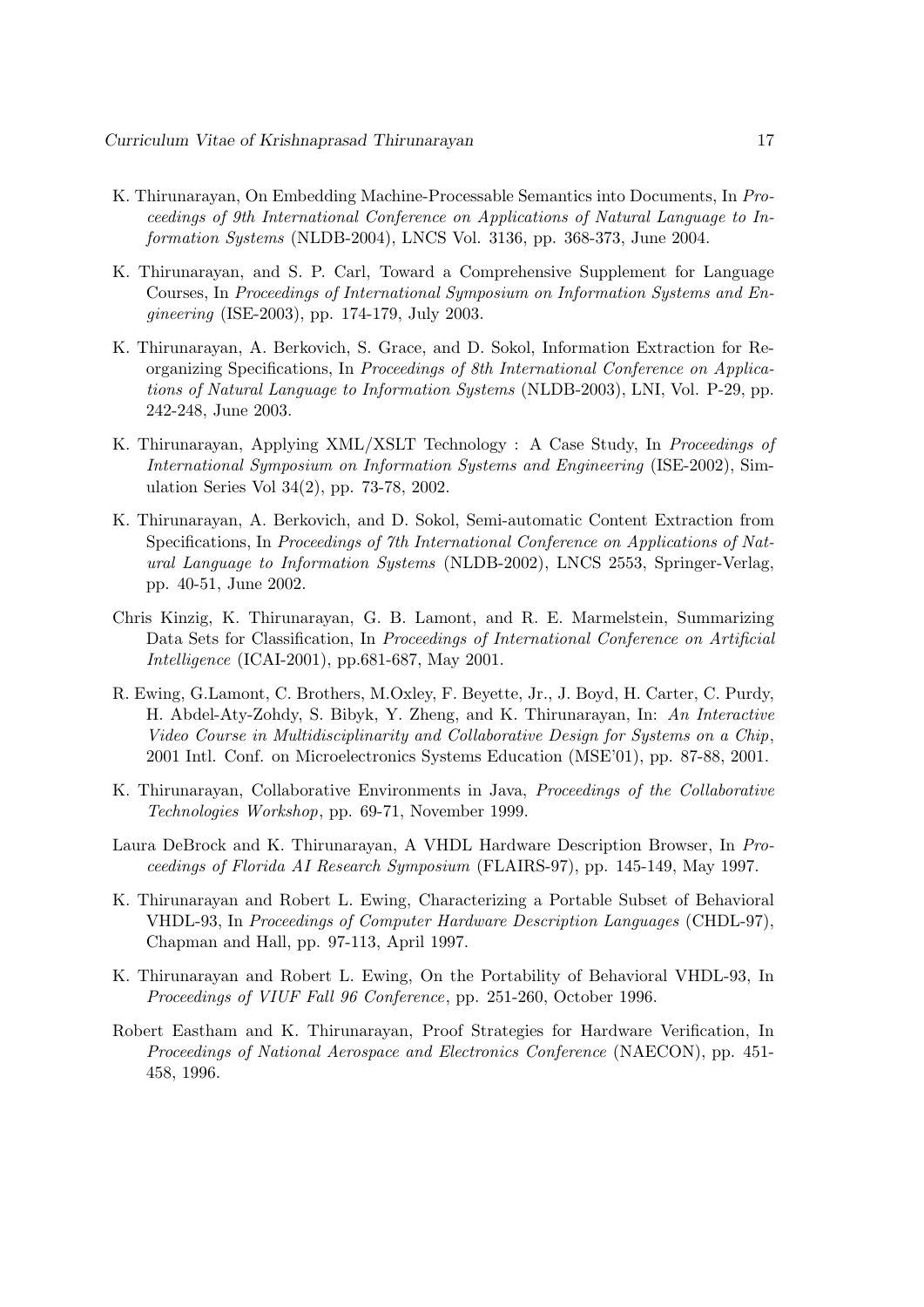K. Thirunarayan, On Embedding Machine-Processable Semantics into Documents, In *Proceedings of 9th International Conference on Applications of Natural Language to Information Systems* (NLDB-2004), LNCS Vol. 3136, pp. 368-373, June 2004.

K. Thirunarayan, and S. P. Carl, Toward a Comprehensive Supplement for Language Courses, In *Proceedings of International Symposium on Information Systems and Engineering* (ISE-2003), pp. 174-179, July 2003.

K. Thirunarayan, A. Berkovich, S. Grace, and D. Sokol, Information Extraction for Reorganizing Specifications, In *Proceedings of 8th International Conference on Applications of Natural Language to Information Systems* (NLDB-2003), LNI, Vol. P-29, pp. 242-248, June 2003.

K. Thirunarayan, Applying XML/XSLT Technology : A Case Study, In *Proceedings of International Symposium on Information Systems and Engineering* (ISE-2002), Simulation Series Vol 34(2), pp. 73-78, 2002.

K. Thirunarayan, A. Berkovich, and D. Sokol, Semi-automatic Content Extraction from Specifications, In *Proceedings of 7th International Conference on Applications of Natural Language to Information Systems* (NLDB-2002), LNCS 2553, Springer-Verlag, pp. 40-51, June 2002.

Chris Kinzig, K. Thirunarayan, G. B. Lamont, and R. E. Marmelstein, Summarizing Data Sets for Classification, In *Proceedings of International Conference on Artificial Intelligence* (ICAI-2001), pp.681-687, May 2001.

R. Ewing, G.Lamont, C. Brothers, M.Oxley, F. Beyette, Jr., J. Boyd, H. Carter, C. Purdy, H. Abdel-Aty-Zohdy, S. Bibyk, Y. Zheng, and K. Thirunarayan, In: *An Interactive Video Course in Multidisciplinarity and Collaborative Design for Systems on a Chip*, 2001 Intl. Conf. on Microelectronics Systems Education (MSE'01), pp. 87-88, 2001.

K. Thirunarayan, Collaborative Environments in Java, *Proceedings of the Collaborative Technologies Workshop*, pp. 69-71, November 1999.

Laura DeBrock and K. Thirunarayan, A VHDL Hardware Description Browser, In *Proceedings of Florida AI Research Symposium* (FLAIRS-97), pp. 145-149, May 1997.

K. Thirunarayan and Robert L. Ewing, Characterizing a Portable Subset of Behavioral VHDL-93, In *Proceedings of Computer Hardware Description Languages* (CHDL-97), Chapman and Hall, pp. 97-113, April 1997.

K. Thirunarayan and Robert L. Ewing, On the Portability of Behavioral VHDL-93, In *Proceedings of VIUF Fall 96 Conference*, pp. 251-260, October 1996.

Robert Eastham and K. Thirunarayan, Proof Strategies for Hardware Verification, In *Proceedings of National Aerospace and Electronics Conference* (NAECON), pp. 451-458, 1996.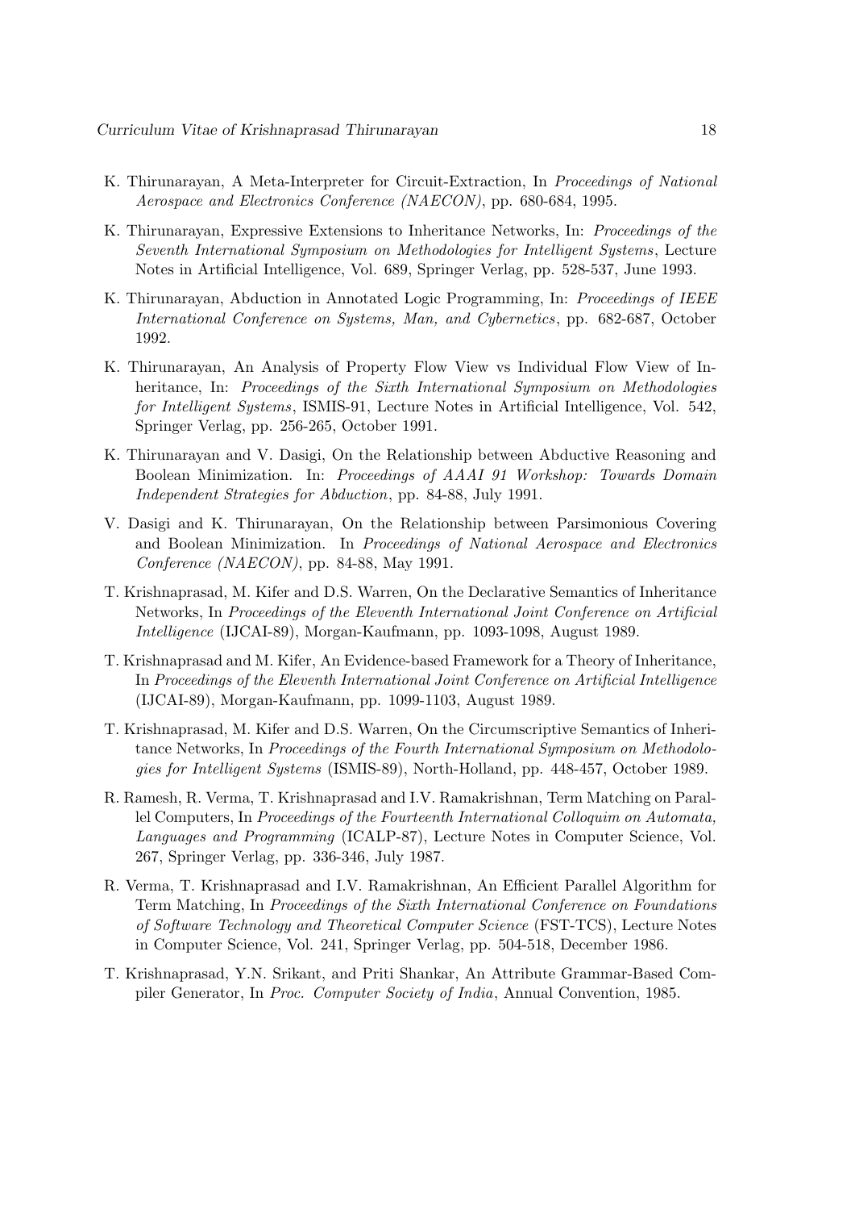K. Thirunarayan, A Meta-Interpreter for Circuit-Extraction, In *Proceedings of National Aerospace and Electronics Conference (NAECON)*, pp. 680-684, 1995.

K. Thirunarayan, Expressive Extensions to Inheritance Networks, In: *Proceedings of the Seventh International Symposium on Methodologies for Intelligent Systems*, Lecture Notes in Artificial Intelligence, Vol. 689, Springer Verlag, pp. 528-537, June 1993.

K. Thirunarayan, Abduction in Annotated Logic Programming, In: *Proceedings of IEEE International Conference on Systems, Man, and Cybernetics*, pp. 682-687, October 1992.

K. Thirunarayan, An Analysis of Property Flow View vs Individual Flow View of Inheritance, In: *Proceedings of the Sixth International Symposium on Methodologies for Intelligent Systems*, ISMIS-91, Lecture Notes in Artificial Intelligence, Vol. 542, Springer Verlag, pp. 256-265, October 1991.

K. Thirunarayan and V. Dasigi, On the Relationship between Abductive Reasoning and Boolean Minimization. In: *Proceedings of AAAI 91 Workshop: Towards Domain Independent Strategies for Abduction*, pp. 84-88, July 1991.

V. Dasigi and K. Thirunarayan, On the Relationship between Parsimonious Covering and Boolean Minimization. In *Proceedings of National Aerospace and Electronics Conference (NAECON)*, pp. 84-88, May 1991.

T. Krishnaprasad, M. Kifer and D.S. Warren, On the Declarative Semantics of Inheritance Networks, In *Proceedings of the Eleventh International Joint Conference on Artificial Intelligence* (IJCAI-89), Morgan-Kaufmann, pp. 1093-1098, August 1989.

T. Krishnaprasad and M. Kifer, An Evidence-based Framework for a Theory of Inheritance, In *Proceedings of the Eleventh International Joint Conference on Artificial Intelligence* (IJCAI-89), Morgan-Kaufmann, pp. 1099-1103, August 1989.

T. Krishnaprasad, M. Kifer and D.S. Warren, On the Circumscriptive Semantics of Inheritance Networks, In *Proceedings of the Fourth International Symposium on Methodologies for Intelligent Systems* (ISMIS-89), North-Holland, pp. 448-457, October 1989.

R. Ramesh, R. Verma, T. Krishnaprasad and I.V. Ramakrishnan, Term Matching on Parallel Computers, In *Proceedings of the Fourteenth International Colloquim on Automata, Languages and Programming* (ICALP-87), Lecture Notes in Computer Science, Vol. 267, Springer Verlag, pp. 336-346, July 1987.

R. Verma, T. Krishnaprasad and I.V. Ramakrishnan, An Efficient Parallel Algorithm for Term Matching, In *Proceedings of the Sixth International Conference on Foundations of Software Technology and Theoretical Computer Science* (FST-TCS), Lecture Notes in Computer Science, Vol. 241, Springer Verlag, pp. 504-518, December 1986.

T. Krishnaprasad, Y.N. Srikant, and Priti Shankar, An Attribute Grammar-Based Compiler Generator, In *Proc. Computer Society of India*, Annual Convention, 1985.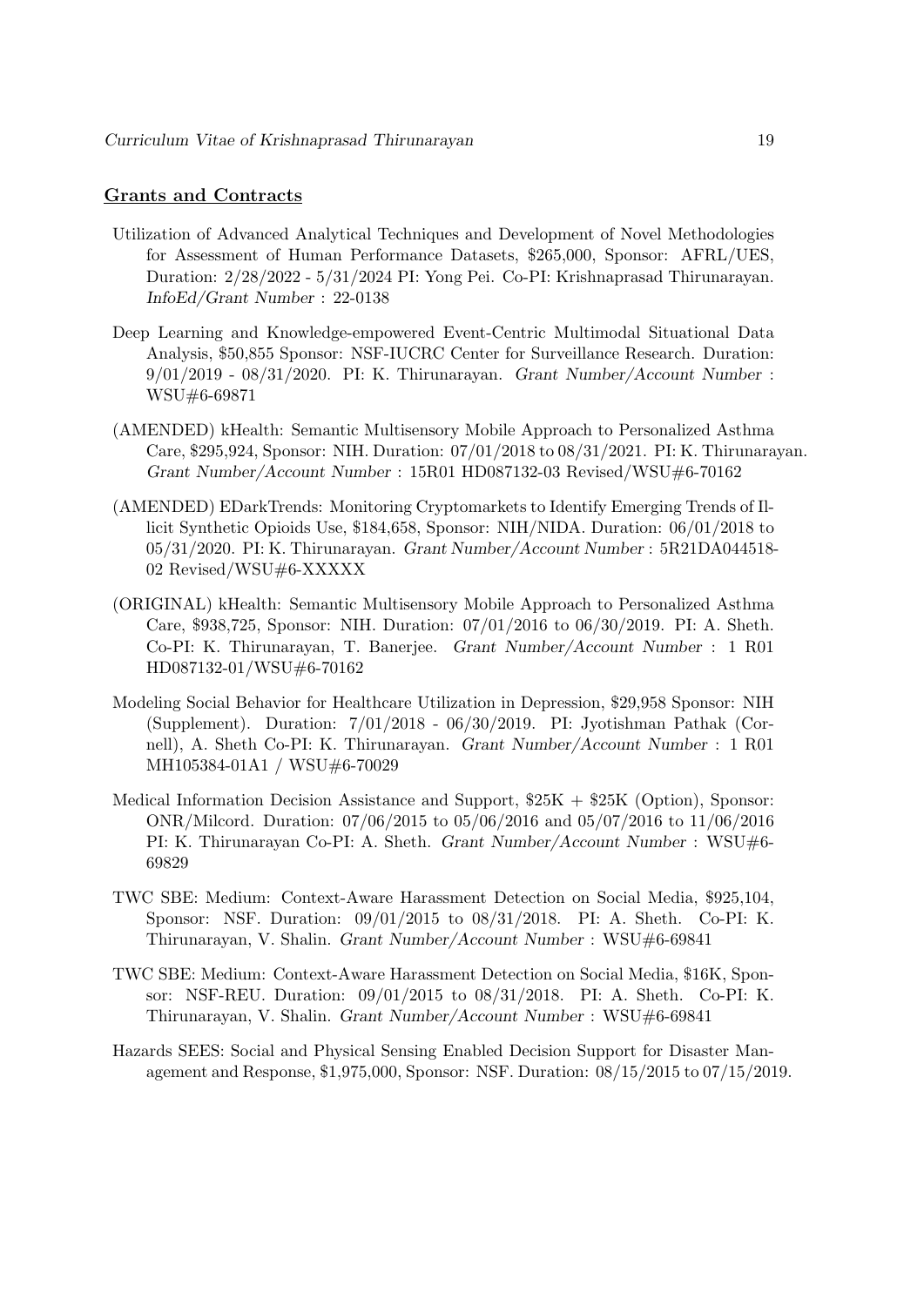## Grants and Contracts

Utilization of Advanced Analytical Techniques and Development of Novel Methodologies for Assessment of Human Performance Datasets, $265,000, Sponsor: AFRL/UES, Duration: 2/28/2022 - 5/31/2024 PI: Yong Pei. Co-PI: Krishnaprasad Thirunarayan. *InfoEd/Grant Number* : 22-0138

Deep Learning and Knowledge-empowered Event-Centric Multimodal Situational Data Analysis, $50,855 Sponsor: NSF-IUCRC Center for Surveillance Research. Duration: 9/01/2019 - 08/31/2020. PI: K. Thirunarayan. *Grant Number/Account Number* : WSU#6-69871

(AMENDED) kHealth: Semantic Multisensory Mobile Approach to Personalized Asthma Care, $295,924, Sponsor: NIH. Duration: 07/01/2018 to 08/31/2021. PI: K. Thirunarayan. *Grant Number/Account Number* : 15R01 HD087132-03 Revised/WSU#6-70162

(AMENDED) EDarkTrends: Monitoring Cryptomarkets to Identify Emerging Trends of Illicit Synthetic Opioids Use, $184,658, Sponsor: NIH/NIDA. Duration: 06/01/2018 to 05/31/2020. PI: K. Thirunarayan. *Grant Number/Account Number* : 5R21DA044518-02 Revised/WSU#6-XXXXX

(ORIGINAL) kHealth: Semantic Multisensory Mobile Approach to Personalized Asthma Care, $938,725, Sponsor: NIH. Duration: 07/01/2016 to 06/30/2019. PI: A. Sheth. Co-PI: K. Thirunarayan, T. Banerjee. *Grant Number/Account Number* : 1 R01 HD087132-01/WSU#6-70162

Modeling Social Behavior for Healthcare Utilization in Depression, $29,958 Sponsor: NIH (Supplement). Duration: 7/01/2018 - 06/30/2019. PI: Jyotishman Pathak (Cornell), A. Sheth Co-PI: K. Thirunarayan. *Grant Number/Account Number* : 1 R01 MH105384-01A1 / WSU#6-70029

Medical Information Decision Assistance and Support, $25K + $25K (Option), Sponsor: ONR/Milcord. Duration: 07/06/2015 to 05/06/2016 and 05/07/2016 to 11/06/2016 PI: K. Thirunarayan Co-PI: A. Sheth. *Grant Number/Account Number* : WSU#6-69829

TWC SBE: Medium: Context-Aware Harassment Detection on Social Media, $925,104, Sponsor: NSF. Duration: 09/01/2015 to 08/31/2018. PI: A. Sheth. Co-PI: K. Thirunarayan, V. Shalin. *Grant Number/Account Number* : WSU#6-69841

TWC SBE: Medium: Context-Aware Harassment Detection on Social Media, $16K, Sponsor: NSF-REU. Duration: 09/01/2015 to 08/31/2018. PI: A. Sheth. Co-PI: K. Thirunarayan, V. Shalin. *Grant Number/Account Number* : WSU#6-69841

Hazards SEES: Social and Physical Sensing Enabled Decision Support for Disaster Management and Response, $1,975,000, Sponsor: NSF. Duration: 08/15/2015 to 07/15/2019.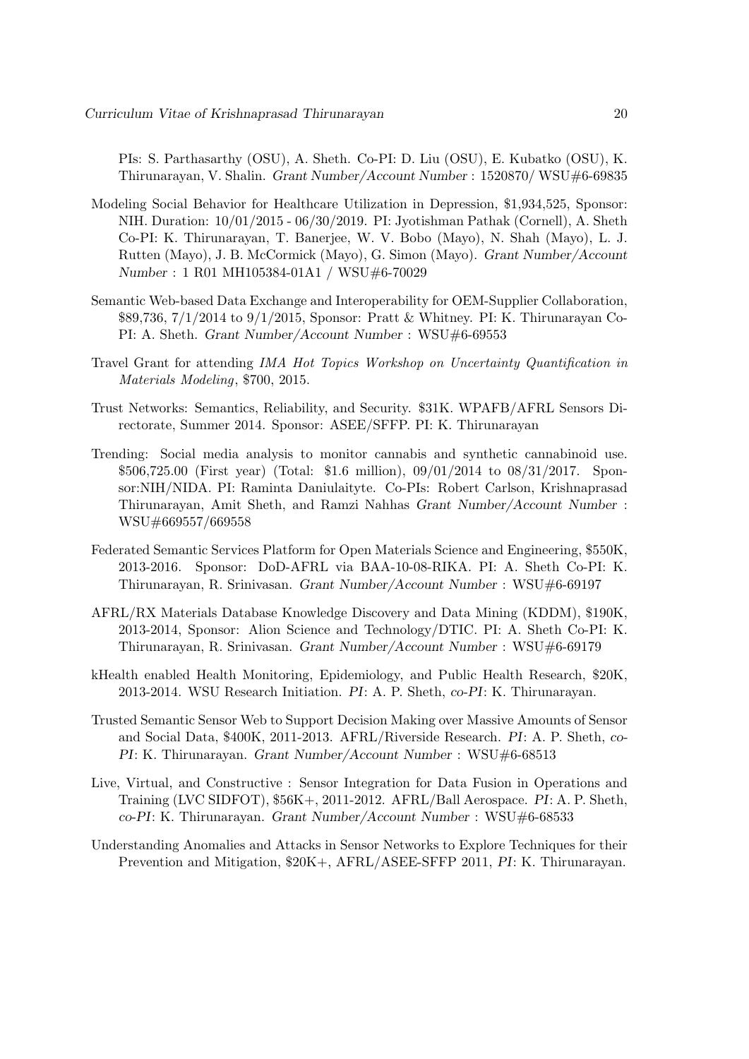PIs: S. Parthasarthy (OSU), A. Sheth. Co-PI: D. Liu (OSU), E. Kubatko (OSU), K. Thirunarayan, V. Shalin. *Grant Number/Account Number* : 1520870/ WSU#6-69835

Modeling Social Behavior for Healthcare Utilization in Depression, $1,934,525, Sponsor: NIH. Duration: 10/01/2015 - 06/30/2019. PI: Jyotishman Pathak (Cornell), A. Sheth Co-PI: K. Thirunarayan, T. Banerjee, W. V. Bobo (Mayo), N. Shah (Mayo), L. J. Rutten (Mayo), J. B. McCormick (Mayo), G. Simon (Mayo). *Grant Number/Account Number* : 1 R01 MH105384-01A1 / WSU#6-70029

Semantic Web-based Data Exchange and Interoperability for OEM-Supplier Collaboration, $89,736, 7/1/2014 to 9/1/2015, Sponsor: Pratt & Whitney. PI: K. Thirunarayan Co-PI: A. Sheth. *Grant Number/Account Number* : WSU#6-69553

Travel Grant for attending *IMA Hot Topics Workshop on Uncertainty Quantification in Materials Modeling*, $700, 2015.

Trust Networks: Semantics, Reliability, and Security. $31K. WPAFB/AFRL Sensors Directorate, Summer 2014. Sponsor: ASEE/SFFP. PI: K. Thirunarayan

Trending: Social media analysis to monitor cannabis and synthetic cannabinoid use. $506,725.00 (First year) (Total: $1.6 million), 09/01/2014 to 08/31/2017. Sponsor:NIH/NIDA. PI: Raminta Daniulaityte. Co-PIs: Robert Carlson, Krishnaprasad Thirunarayan, Amit Sheth, and Ramzi Nahhas *Grant Number/Account Number* : WSU#669557/669558

Federated Semantic Services Platform for Open Materials Science and Engineering, $550K, 2013-2016. Sponsor: DoD-AFRL via BAA-10-08-RIKA. PI: A. Sheth Co-PI: K. Thirunarayan, R. Srinivasan. *Grant Number/Account Number* : WSU#6-69197

AFRL/RX Materials Database Knowledge Discovery and Data Mining (KDDM), $190K, 2013-2014, Sponsor: Alion Science and Technology/DTIC. PI: A. Sheth Co-PI: K. Thirunarayan, R. Srinivasan. *Grant Number/Account Number* : WSU#6-69179

kHealth enabled Health Monitoring, Epidemiology, and Public Health Research, $20K, 2013-2014. WSU Research Initiation. *PI*: A. P. Sheth, *co-PI*: K. Thirunarayan.

Trusted Semantic Sensor Web to Support Decision Making over Massive Amounts of Sensor and Social Data, $400K, 2011-2013. AFRL/Riverside Research. *PI*: A. P. Sheth, *co-PI*: K. Thirunarayan. *Grant Number/Account Number* : WSU#6-68513

Live, Virtual, and Constructive : Sensor Integration for Data Fusion in Operations and Training (LVC SIDFOT), $56K+, 2011-2012. AFRL/Ball Aerospace. *PI*: A. P. Sheth, *co-PI*: K. Thirunarayan. *Grant Number/Account Number* : WSU#6-68533

Understanding Anomalies and Attacks in Sensor Networks to Explore Techniques for their Prevention and Mitigation, $20K+, AFRL/ASEE-SFFP 2011, *PI*: K. Thirunarayan.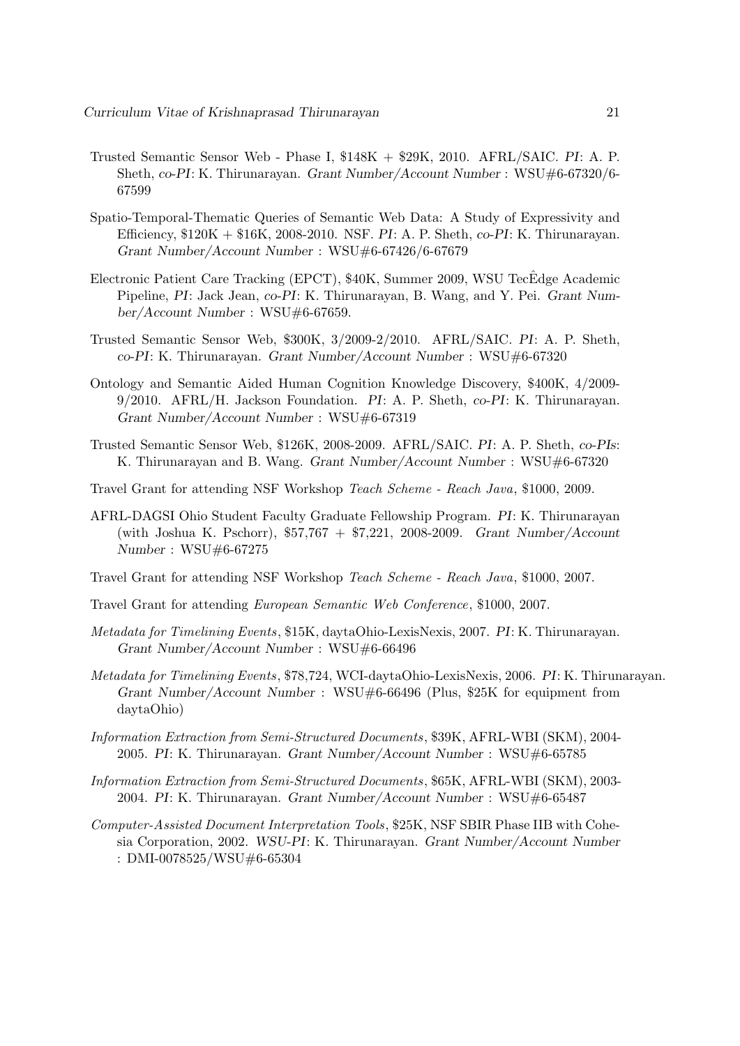Trusted Semantic Sensor Web - Phase I, \$148K + \$29K, 2010. AFRL/SAIC. *PI*: A. P. Sheth, *co-PI*: K. Thirunarayan. *Grant Number/Account Number* : WSU#6-67320/6-67599

Spatio-Temporal-Thematic Queries of Semantic Web Data: A Study of Expressivity and Efficiency, \$120K + \$16K, 2008-2010. NSF. *PI*: A. P. Sheth, *co-PI*: K. Thirunarayan. *Grant Number/Account Number* : WSU#6-67426/6-67679

Electronic Patient Care Tracking (EPCT), \$40K, Summer 2009, WSU TecÊdge Academic Pipeline, *PI*: Jack Jean, *co-PI*: K. Thirunarayan, B. Wang, and Y. Pei. *Grant Number/Account Number* : WSU#6-67659.

Trusted Semantic Sensor Web, \$300K, 3/2009-2/2010. AFRL/SAIC. *PI*: A. P. Sheth, *co-PI*: K. Thirunarayan. *Grant Number/Account Number* : WSU#6-67320

Ontology and Semantic Aided Human Cognition Knowledge Discovery, \$400K, 4/2009-9/2010. AFRL/H. Jackson Foundation. *PI*: A. P. Sheth, *co-PI*: K. Thirunarayan. *Grant Number/Account Number* : WSU#6-67319

Trusted Semantic Sensor Web, \$126K, 2008-2009. AFRL/SAIC. *PI*: A. P. Sheth, *co-PIs*: K. Thirunarayan and B. Wang. *Grant Number/Account Number* : WSU#6-67320

Travel Grant for attending NSF Workshop *Teach Scheme - Reach Java*, \$1000, 2009.

AFRL-DAGSI Ohio Student Faculty Graduate Fellowship Program. *PI*: K. Thirunarayan (with Joshua K. Pschorr), \$57,767 + \$7,221, 2008-2009. *Grant Number/Account Number* : WSU#6-67275

Travel Grant for attending NSF Workshop *Teach Scheme - Reach Java*, \$1000, 2007.

Travel Grant for attending *European Semantic Web Conference*, \$1000, 2007.

*Metadata for Timelining Events*, \$15K, daytaOhio-LexisNexis, 2007. *PI*: K. Thirunarayan. *Grant Number/Account Number* : WSU#6-66496

*Metadata for Timelining Events*, \$78,724, WCI-daytaOhio-LexisNexis, 2006. *PI*: K. Thirunarayan. *Grant Number/Account Number* : WSU#6-66496 (Plus, \$25K for equipment from daytaOhio)

*Information Extraction from Semi-Structured Documents*, \$39K, AFRL-WBI (SKM), 2004-2005. *PI*: K. Thirunarayan. *Grant Number/Account Number* : WSU#6-65785

*Information Extraction from Semi-Structured Documents*, \$65K, AFRL-WBI (SKM), 2003-2004. *PI*: K. Thirunarayan. *Grant Number/Account Number* : WSU#6-65487

*Computer-Assisted Document Interpretation Tools*, \$25K, NSF SBIR Phase IIB with Cohesia Corporation, 2002. *WSU-PI*: K. Thirunarayan. *Grant Number/Account Number* : DMI-0078525/WSU#6-65304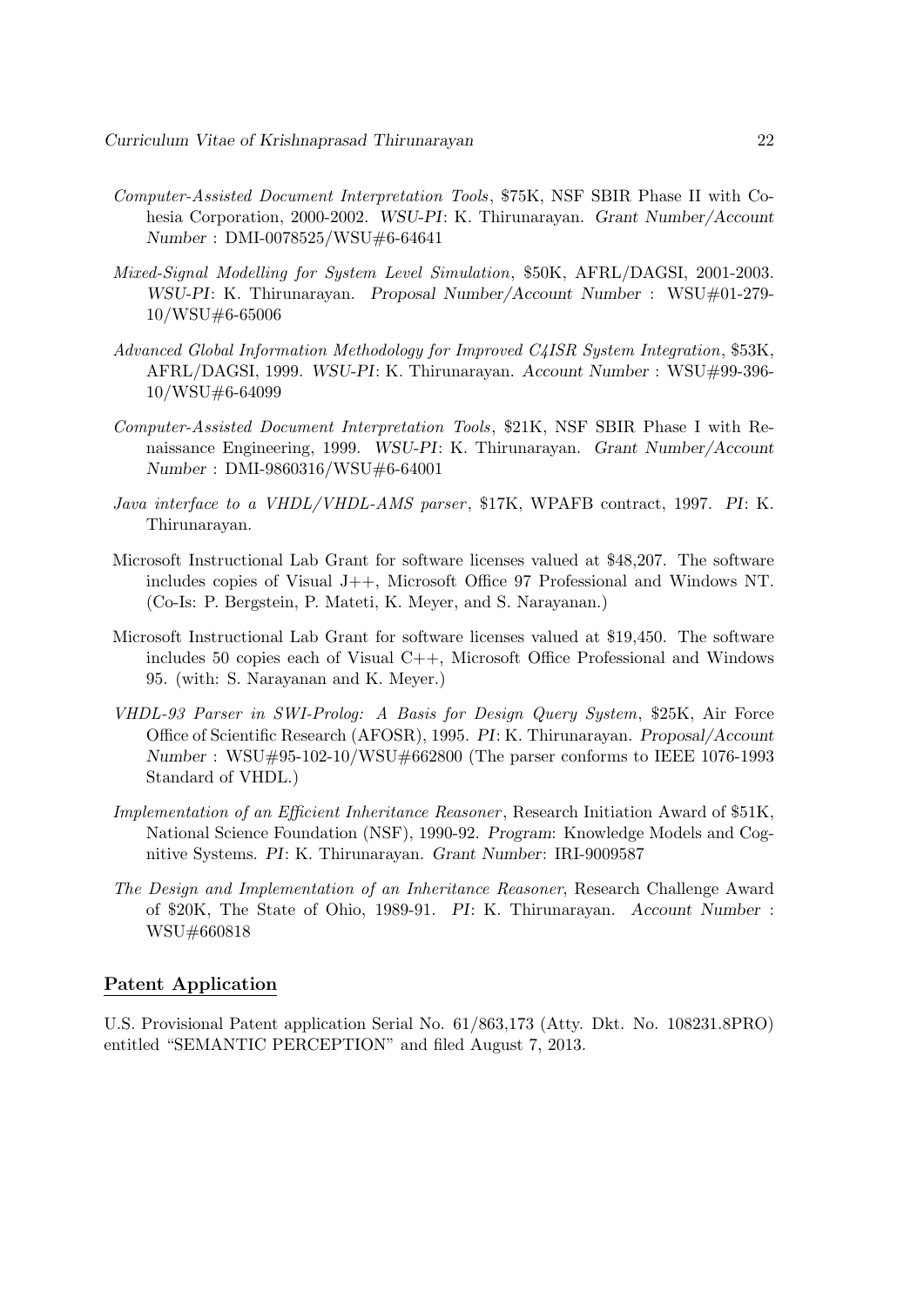*Computer-Assisted Document Interpretation Tools*, \$75K, NSF SBIR Phase II with Cohesia Corporation, 2000-2002. *WSU-PI*: K. Thirunarayan. *Grant Number/Account Number* : DMI-0078525/WSU#6-64641

*Mixed-Signal Modelling for System Level Simulation*, \$50K, AFRL/DAGSI, 2001-2003. *WSU-PI*: K. Thirunarayan. *Proposal Number/Account Number* : WSU#01-279-10/WSU#6-65006

*Advanced Global Information Methodology for Improved C4ISR System Integration*, \$53K, AFRL/DAGSI, 1999. *WSU-PI*: K. Thirunarayan. *Account Number* : WSU#99-396-10/WSU#6-64099

*Computer-Assisted Document Interpretation Tools*, \$21K, NSF SBIR Phase I with Renaissance Engineering, 1999. *WSU-PI*: K. Thirunarayan. *Grant Number/Account Number* : DMI-9860316/WSU#6-64001

*Java interface to a VHDL/VHDL-AMS parser*, \$17K, WPAFB contract, 1997. *PI*: K. Thirunarayan.

Microsoft Instructional Lab Grant for software licenses valued at \$48,207. The software includes copies of Visual J++, Microsoft Office 97 Professional and Windows NT. (Co-Is: P. Bergstein, P. Mateti, K. Meyer, and S. Narayanan.)

Microsoft Instructional Lab Grant for software licenses valued at \$19,450. The software includes 50 copies each of Visual C++, Microsoft Office Professional and Windows 95. (with: S. Narayanan and K. Meyer.)

*VHDL-93 Parser in SWI-Prolog: A Basis for Design Query System*, \$25K, Air Force Office of Scientific Research (AFOSR), 1995. *PI*: K. Thirunarayan. *Proposal/Account Number* : WSU#95-102-10/WSU#662800 (The parser conforms to IEEE 1076-1993 Standard of VHDL.)

*Implementation of an Efficient Inheritance Reasoner*, Research Initiation Award of \$51K, National Science Foundation (NSF), 1990-92. *Program*: Knowledge Models and Cognitive Systems. *PI*: K. Thirunarayan. *Grant Number*: IRI-9009587

*The Design and Implementation of an Inheritance Reasoner*, Research Challenge Award of \$20K, The State of Ohio, 1989-91. *PI*: K. Thirunarayan. *Account Number* : WSU#660818

## Patent Application

U.S. Provisional Patent application Serial No. 61/863,173 (Atty. Dkt. No. 108231.8PRO) entitled "SEMANTIC PERCEPTION" and filed August 7, 2013.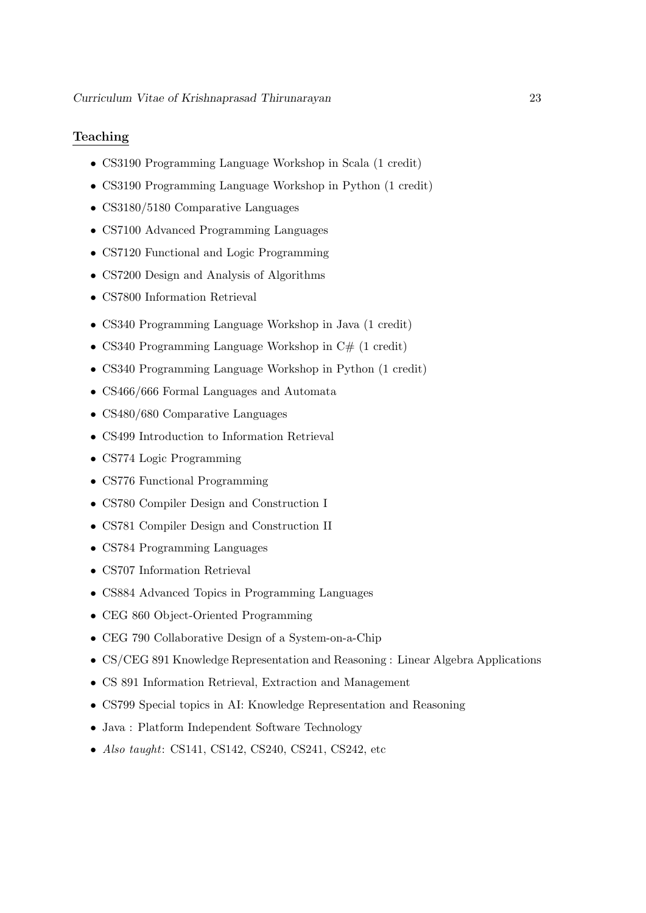## Teaching

- CS3190 Programming Language Workshop in Scala (1 credit)
- CS3190 Programming Language Workshop in Python (1 credit)
- CS3180/5180 Comparative Languages
- CS7100 Advanced Programming Languages
- CS7120 Functional and Logic Programming
- CS7200 Design and Analysis of Algorithms
- CS7800 Information Retrieval

- CS340 Programming Language Workshop in Java (1 credit)
- CS340 Programming Language Workshop in C# (1 credit)
- CS340 Programming Language Workshop in Python (1 credit)
- CS466/666 Formal Languages and Automata
- CS480/680 Comparative Languages
- CS499 Introduction to Information Retrieval
- CS774 Logic Programming
- CS776 Functional Programming
- CS780 Compiler Design and Construction I
- CS781 Compiler Design and Construction II
- CS784 Programming Languages
- CS707 Information Retrieval
- CS884 Advanced Topics in Programming Languages
- CEG 860 Object-Oriented Programming
- CEG 790 Collaborative Design of a System-on-a-Chip
- CS/CEG 891 Knowledge Representation and Reasoning : Linear Algebra Applications
- CS 891 Information Retrieval, Extraction and Management
- CS799 Special topics in AI: Knowledge Representation and Reasoning
- Java : Platform Independent Software Technology
- *Also taught*: CS141, CS142, CS240, CS241, CS242, etc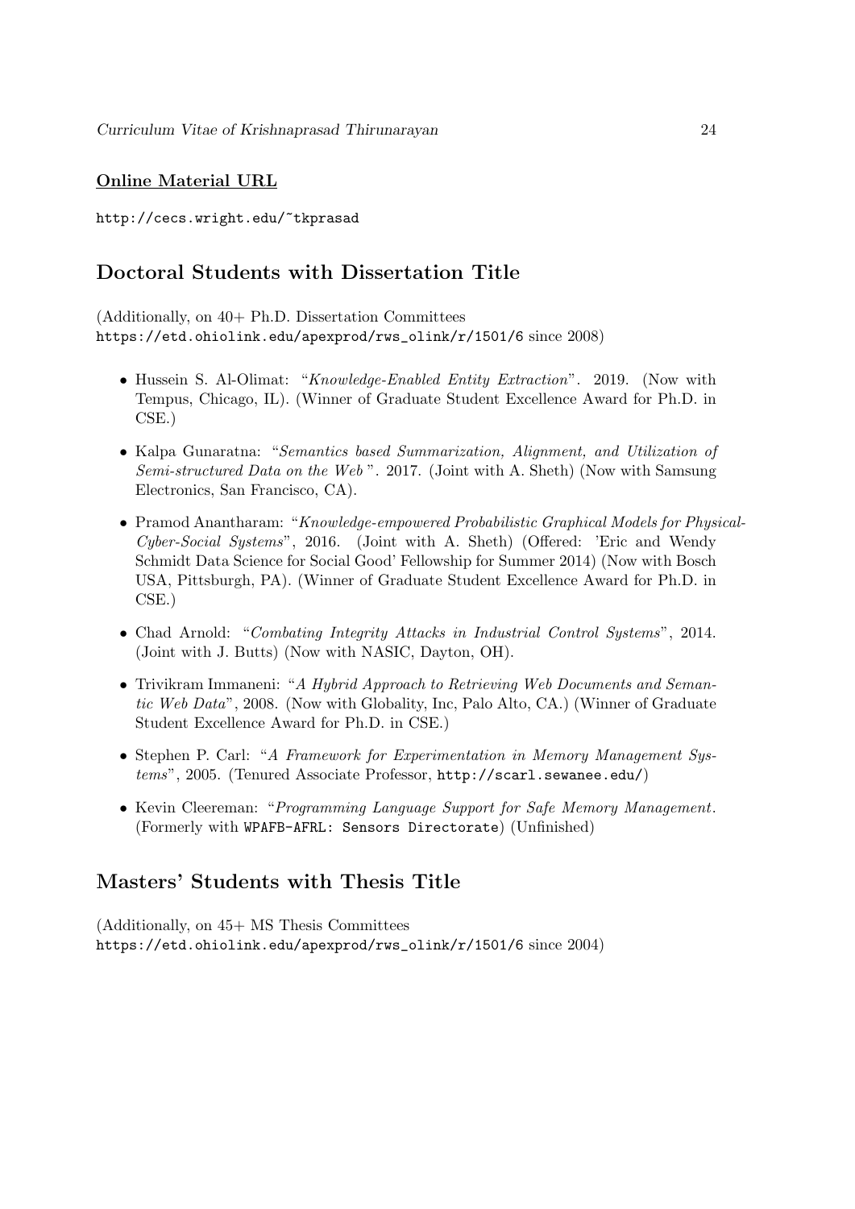### Online Material URL

http://cecs.wright.edu/~tkprasad

## Doctoral Students with Dissertation Title

(Additionally, on 40+ Ph.D. Dissertation Committees https://etd.ohiolink.edu/apexprod/rws_olink/r/1501/6 since 2008)

- Hussein S. Al-Olimat: "*Knowledge-Enabled Entity Extraction*". 2019. (Now with Tempus, Chicago, IL). (Winner of Graduate Student Excellence Award for Ph.D. in CSE.)
- Kalpa Gunaratna: "*Semantics based Summarization, Alignment, and Utilization of Semi-structured Data on the Web* ". 2017. (Joint with A. Sheth) (Now with Samsung Electronics, San Francisco, CA).
- Pramod Anantharam: "*Knowledge-empowered Probabilistic Graphical Models for Physical-Cyber-Social Systems*", 2016. (Joint with A. Sheth) (Offered: 'Eric and Wendy Schmidt Data Science for Social Good' Fellowship for Summer 2014) (Now with Bosch USA, Pittsburgh, PA). (Winner of Graduate Student Excellence Award for Ph.D. in CSE.)
- Chad Arnold: "*Combating Integrity Attacks in Industrial Control Systems*", 2014. (Joint with J. Butts) (Now with NASIC, Dayton, OH).
- Trivikram Immaneni: "*A Hybrid Approach to Retrieving Web Documents and Semantic Web Data*", 2008. (Now with Globality, Inc, Palo Alto, CA.) (Winner of Graduate Student Excellence Award for Ph.D. in CSE.)
- Stephen P. Carl: "*A Framework for Experimentation in Memory Management Systems*", 2005. (Tenured Associate Professor, http://scarl.sewanee.edu/)
- Kevin Cleereman: "*Programming Language Support for Safe Memory Management.* (Formerly with WPAFB-AFRL: Sensors Directorate) (Unfinished)

## Masters' Students with Thesis Title

(Additionally, on 45+ MS Thesis Committees https://etd.ohiolink.edu/apexprod/rws_olink/r/1501/6 since 2004)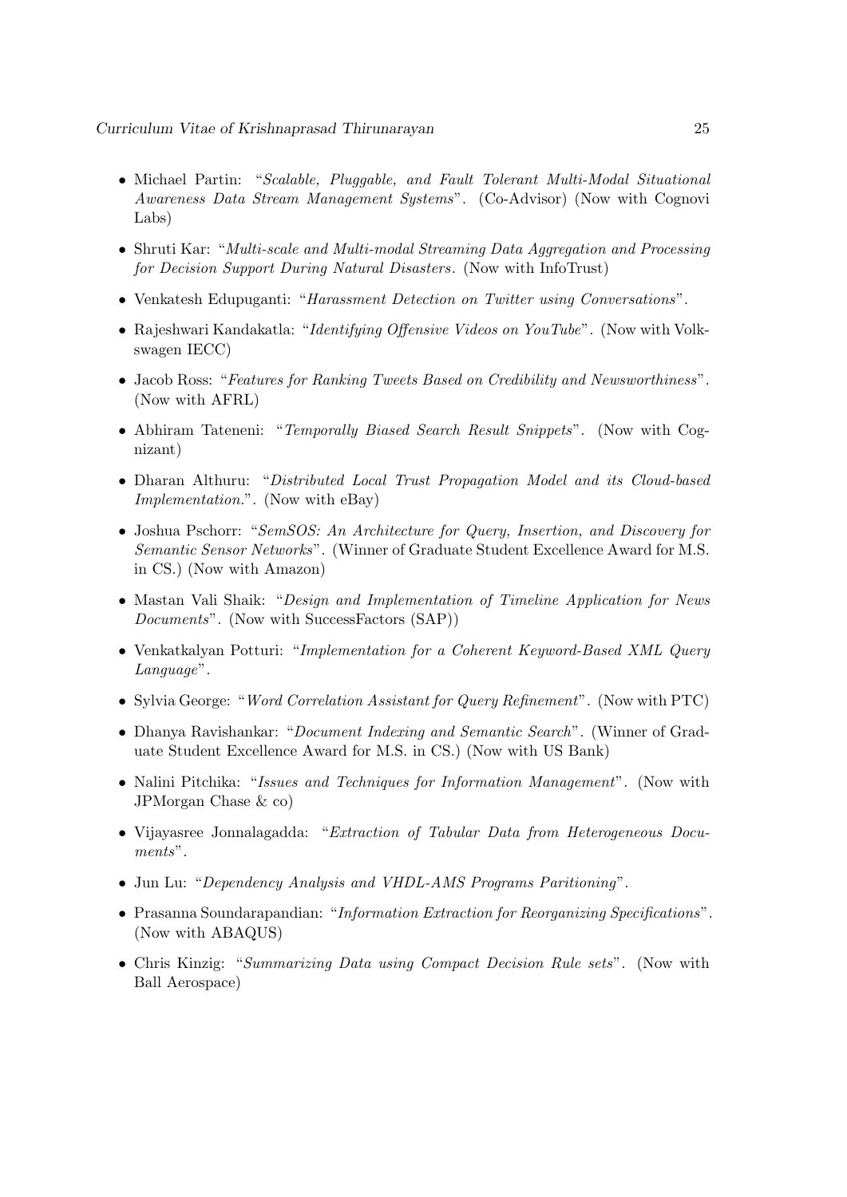- Michael Partin: "*Scalable, Pluggable, and Fault Tolerant Multi-Modal Situational Awareness Data Stream Management Systems*". (Co-Advisor) (Now with Cognovi Labs)
- Shruti Kar: "*Multi-scale and Multi-modal Streaming Data Aggregation and Processing for Decision Support During Natural Disasters*. (Now with InfoTrust)
- Venkatesh Edupuganti: "*Harassment Detection on Twitter using Conversations*".
- Rajeshwari Kandakatla: "*Identifying Offensive Videos on YouTube*". (Now with Volkswagen IECC)
- Jacob Ross: "*Features for Ranking Tweets Based on Credibility and Newsworthiness*". (Now with AFRL)
- Abhiram Tateneni: "*Temporally Biased Search Result Snippets*". (Now with Cognizant)
- Dharan Althuru: "*Distributed Local Trust Propagation Model and its Cloud-based Implementation.*". (Now with eBay)
- Joshua Pschorr: "*SemSOS: An Architecture for Query, Insertion, and Discovery for Semantic Sensor Networks*". (Winner of Graduate Student Excellence Award for M.S. in CS.) (Now with Amazon)
- Mastan Vali Shaik: "*Design and Implementation of Timeline Application for News Documents*". (Now with SuccessFactors (SAP))
- Venkatkalyan Potturi: "*Implementation for a Coherent Keyword-Based XML Query Language*".
- Sylvia George: "*Word Correlation Assistant for Query Refinement*". (Now with PTC)
- Dhanya Ravishankar: "*Document Indexing and Semantic Search*". (Winner of Graduate Student Excellence Award for M.S. in CS.) (Now with US Bank)
- Nalini Pitchika: "*Issues and Techniques for Information Management*". (Now with JPMorgan Chase & co)
- Vijayasree Jonnalagadda: "*Extraction of Tabular Data from Heterogeneous Documents*".
- Jun Lu: "*Dependency Analysis and VHDL-AMS Programs Paritioning*".
- Prasanna Soundarapandian: "*Information Extraction for Reorganizing Specifications*". (Now with ABAQUS)
- Chris Kinzig: "*Summarizing Data using Compact Decision Rule sets*". (Now with Ball Aerospace)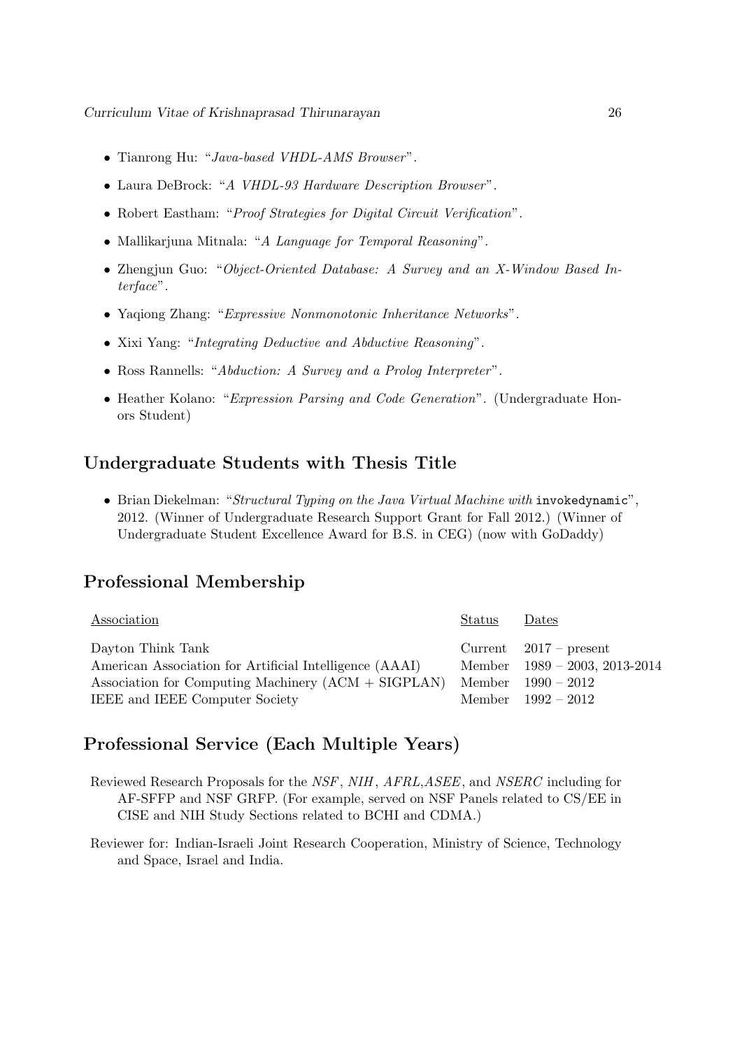- Tianrong Hu: "*Java-based VHDL-AMS Browser*".
- Laura DeBrock: "*A VHDL-93 Hardware Description Browser*".
- Robert Eastham: "*Proof Strategies for Digital Circuit Verification*".
- Mallikarjuna Mitnala: "*A Language for Temporal Reasoning*".
- Zhengjun Guo: "*Object-Oriented Database: A Survey and an X-Window Based Interface*".
- Yaqiong Zhang: "*Expressive Nonmonotonic Inheritance Networks*".
- Xixi Yang: "*Integrating Deductive and Abductive Reasoning*".
- Ross Rannells: "*Abduction: A Survey and a Prolog Interpreter*".
- Heather Kolano: "*Expression Parsing and Code Generation*". (Undergraduate Honors Student)

## Undergraduate Students with Thesis Title

- Brian Diekelman: "*Structural Typing on the Java Virtual Machine with* `invokedynamic`", 2012. (Winner of Undergraduate Research Support Grant for Fall 2012.) (Winner of Undergraduate Student Excellence Award for B.S. in CEG) (now with GoDaddy)

## Professional Membership

| Association | Status | Dates |
|---|---|---|
| Dayton Think Tank | Current | 2017 – present |
| American Association for Artificial Intelligence (AAAI) | Member | 1989 – 2003, 2013-2014 |
| Association for Computing Machinery (ACM + SIGPLAN) | Member | 1990 – 2012 |
| IEEE and IEEE Computer Society | Member | 1992 – 2012 |

## Professional Service (Each Multiple Years)

Reviewed Research Proposals for the *NSF*, *NIH*, *AFRL*,*ASEE*, and *NSERC* including for AF-SFFP and NSF GRFP. (For example, served on NSF Panels related to CS/EE in CISE and NIH Study Sections related to BCHI and CDMA.)

Reviewer for: Indian-Israeli Joint Research Cooperation, Ministry of Science, Technology and Space, Israel and India.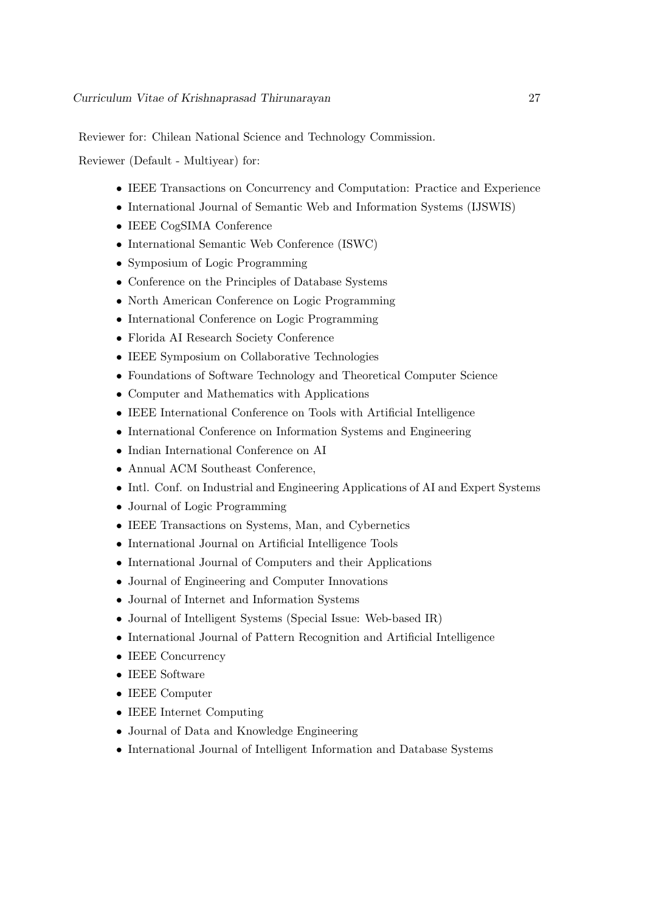Reviewer for: Chilean National Science and Technology Commission.

Reviewer (Default - Multiyear) for:

- IEEE Transactions on Concurrency and Computation: Practice and Experience
- International Journal of Semantic Web and Information Systems (IJSWIS)
- IEEE CogSIMA Conference
- International Semantic Web Conference (ISWC)
- Symposium of Logic Programming
- Conference on the Principles of Database Systems
- North American Conference on Logic Programming
- International Conference on Logic Programming
- Florida AI Research Society Conference
- IEEE Symposium on Collaborative Technologies
- Foundations of Software Technology and Theoretical Computer Science
- Computer and Mathematics with Applications
- IEEE International Conference on Tools with Artificial Intelligence
- International Conference on Information Systems and Engineering
- Indian International Conference on AI
- Annual ACM Southeast Conference,
- Intl. Conf. on Industrial and Engineering Applications of AI and Expert Systems
- Journal of Logic Programming
- IEEE Transactions on Systems, Man, and Cybernetics
- International Journal on Artificial Intelligence Tools
- International Journal of Computers and their Applications
- Journal of Engineering and Computer Innovations
- Journal of Internet and Information Systems
- Journal of Intelligent Systems (Special Issue: Web-based IR)
- International Journal of Pattern Recognition and Artificial Intelligence
- IEEE Concurrency
- IEEE Software
- IEEE Computer
- IEEE Internet Computing
- Journal of Data and Knowledge Engineering
- International Journal of Intelligent Information and Database Systems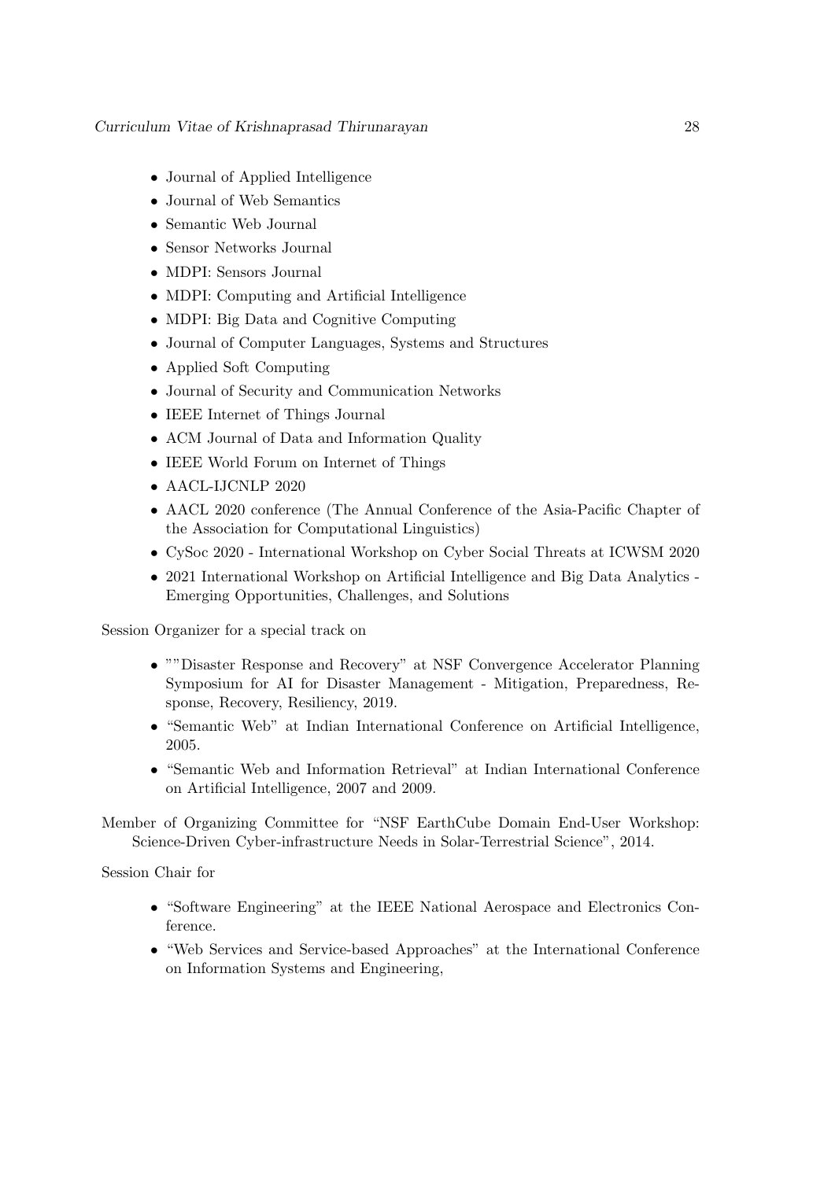- Journal of Applied Intelligence
- Journal of Web Semantics
- Semantic Web Journal
- Sensor Networks Journal
- MDPI: Sensors Journal
- MDPI: Computing and Artificial Intelligence
- MDPI: Big Data and Cognitive Computing
- Journal of Computer Languages, Systems and Structures
- Applied Soft Computing
- Journal of Security and Communication Networks
- IEEE Internet of Things Journal
- ACM Journal of Data and Information Quality
- IEEE World Forum on Internet of Things
- AACL-IJCNLP 2020
- AACL 2020 conference (The Annual Conference of the Asia-Pacific Chapter of the Association for Computational Linguistics)
- CySoc 2020 - International Workshop on Cyber Social Threats at ICWSM 2020
- 2021 International Workshop on Artificial Intelligence and Big Data Analytics - Emerging Opportunities, Challenges, and Solutions

Session Organizer for a special track on

- ""Disaster Response and Recovery" at NSF Convergence Accelerator Planning Symposium for AI for Disaster Management - Mitigation, Preparedness, Response, Recovery, Resiliency, 2019.
- "Semantic Web" at Indian International Conference on Artificial Intelligence, 2005.
- "Semantic Web and Information Retrieval" at Indian International Conference on Artificial Intelligence, 2007 and 2009.

Member of Organizing Committee for "NSF EarthCube Domain End-User Workshop: Science-Driven Cyber-infrastructure Needs in Solar-Terrestrial Science", 2014.

Session Chair for

- "Software Engineering" at the IEEE National Aerospace and Electronics Conference.
- "Web Services and Service-based Approaches" at the International Conference on Information Systems and Engineering,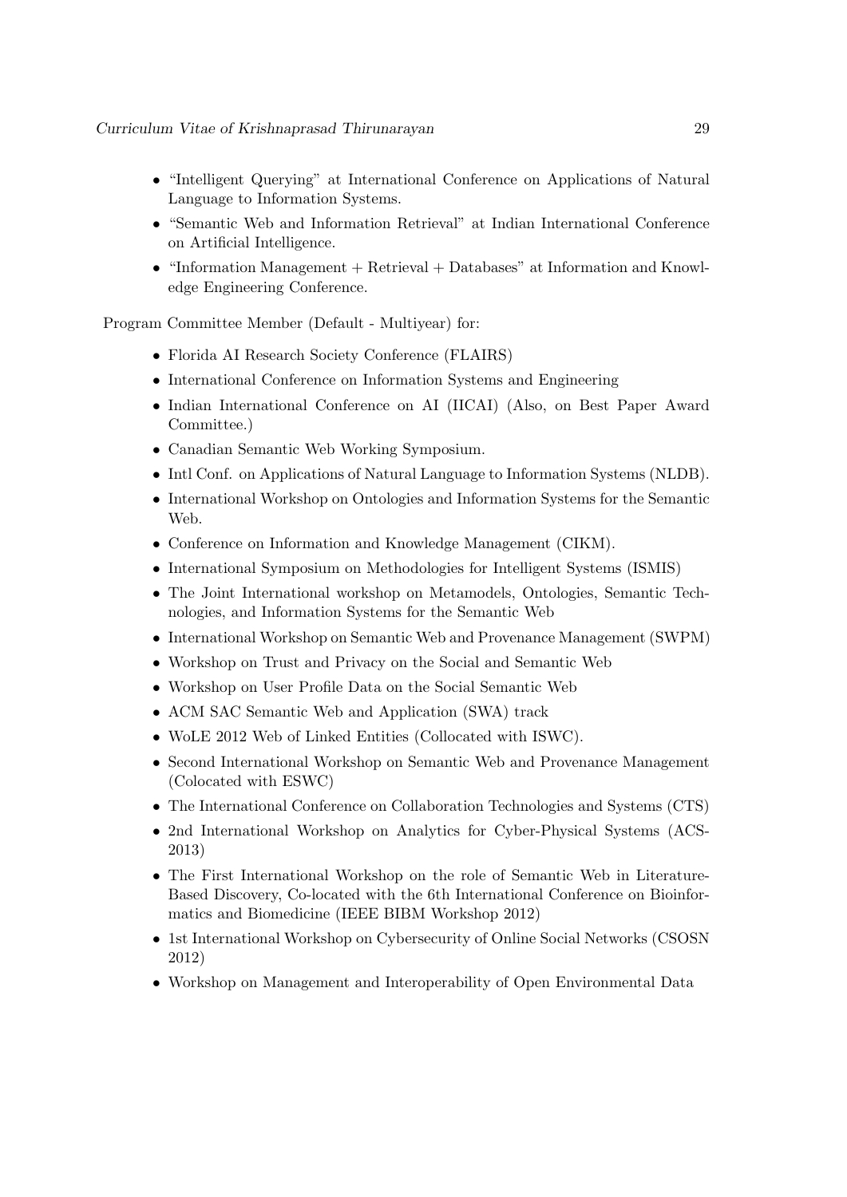- "Intelligent Querying" at International Conference on Applications of Natural Language to Information Systems.
- "Semantic Web and Information Retrieval" at Indian International Conference on Artificial Intelligence.
- "Information Management + Retrieval + Databases" at Information and Knowledge Engineering Conference.

Program Committee Member (Default - Multiyear) for:

- Florida AI Research Society Conference (FLAIRS)
- International Conference on Information Systems and Engineering
- Indian International Conference on AI (IICAI) (Also, on Best Paper Award Committee.)
- Canadian Semantic Web Working Symposium.
- Intl Conf. on Applications of Natural Language to Information Systems (NLDB).
- International Workshop on Ontologies and Information Systems for the Semantic Web.
- Conference on Information and Knowledge Management (CIKM).
- International Symposium on Methodologies for Intelligent Systems (ISMIS)
- The Joint International workshop on Metamodels, Ontologies, Semantic Technologies, and Information Systems for the Semantic Web
- International Workshop on Semantic Web and Provenance Management (SWPM)
- Workshop on Trust and Privacy on the Social and Semantic Web
- Workshop on User Profile Data on the Social Semantic Web
- ACM SAC Semantic Web and Application (SWA) track
- WoLE 2012 Web of Linked Entities (Collocated with ISWC).
- Second International Workshop on Semantic Web and Provenance Management (Colocated with ESWC)
- The International Conference on Collaboration Technologies and Systems (CTS)
- 2nd International Workshop on Analytics for Cyber-Physical Systems (ACS-2013)
- The First International Workshop on the role of Semantic Web in Literature-Based Discovery, Co-located with the 6th International Conference on Bioinformatics and Biomedicine (IEEE BIBM Workshop 2012)
- 1st International Workshop on Cybersecurity of Online Social Networks (CSOSN 2012)
- Workshop on Management and Interoperability of Open Environmental Data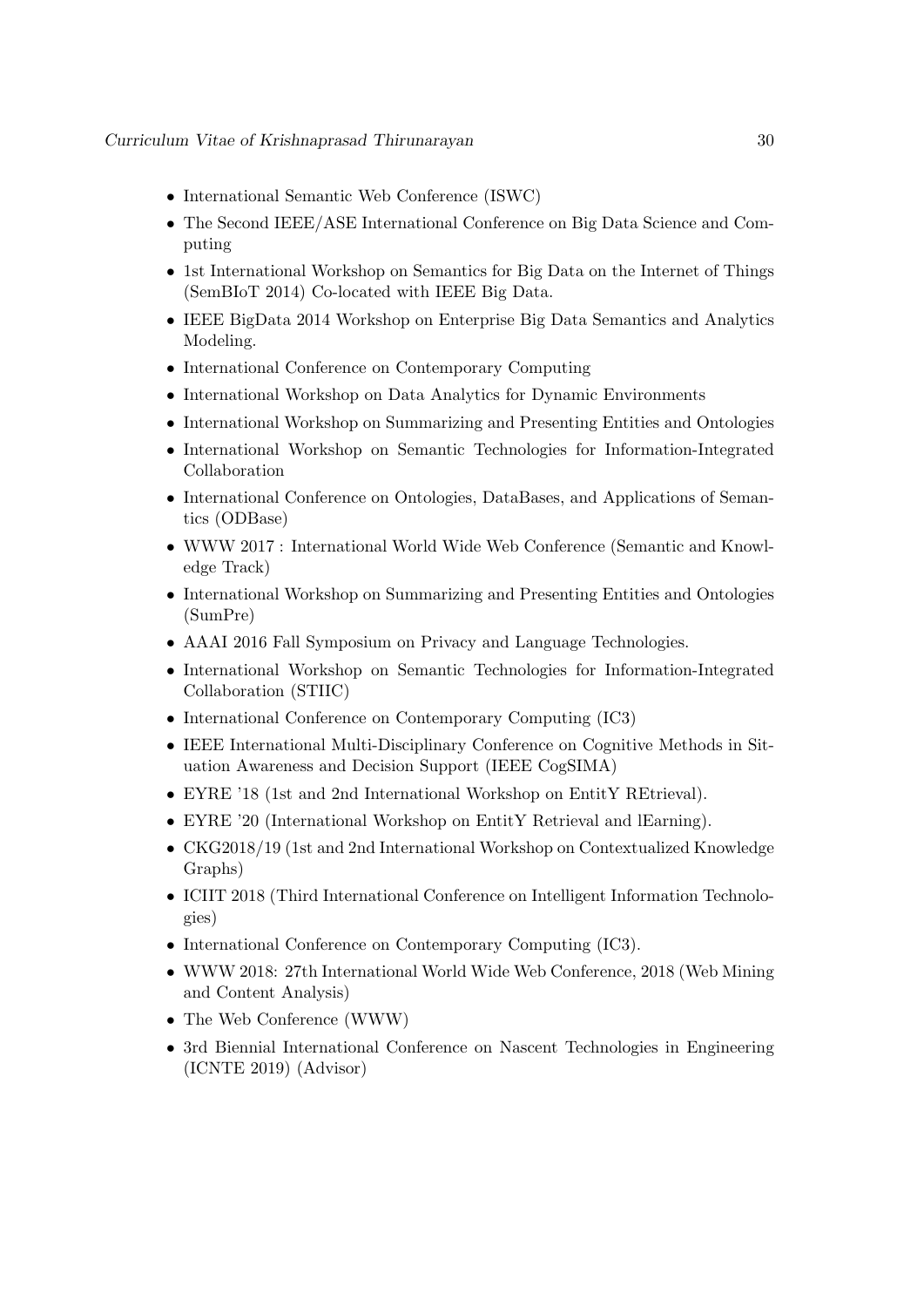- International Semantic Web Conference (ISWC)
- The Second IEEE/ASE International Conference on Big Data Science and Computing
- 1st International Workshop on Semantics for Big Data on the Internet of Things (SemBIoT 2014) Co-located with IEEE Big Data.
- IEEE BigData 2014 Workshop on Enterprise Big Data Semantics and Analytics Modeling.
- International Conference on Contemporary Computing
- International Workshop on Data Analytics for Dynamic Environments
- International Workshop on Summarizing and Presenting Entities and Ontologies
- International Workshop on Semantic Technologies for Information-Integrated Collaboration
- International Conference on Ontologies, DataBases, and Applications of Semantics (ODBase)
- WWW 2017 : International World Wide Web Conference (Semantic and Knowledge Track)
- International Workshop on Summarizing and Presenting Entities and Ontologies (SumPre)
- AAAI 2016 Fall Symposium on Privacy and Language Technologies.
- International Workshop on Semantic Technologies for Information-Integrated Collaboration (STIIC)
- International Conference on Contemporary Computing (IC3)
- IEEE International Multi-Disciplinary Conference on Cognitive Methods in Situation Awareness and Decision Support (IEEE CogSIMA)
- EYRE '18 (1st and 2nd International Workshop on EntitY REtrieval).
- EYRE '20 (International Workshop on EntitY Retrieval and lEarning).
- CKG2018/19 (1st and 2nd International Workshop on Contextualized Knowledge Graphs)
- ICIIT 2018 (Third International Conference on Intelligent Information Technologies)
- International Conference on Contemporary Computing (IC3).
- WWW 2018: 27th International World Wide Web Conference, 2018 (Web Mining and Content Analysis)
- The Web Conference (WWW)
- 3rd Biennial International Conference on Nascent Technologies in Engineering (ICNTE 2019) (Advisor)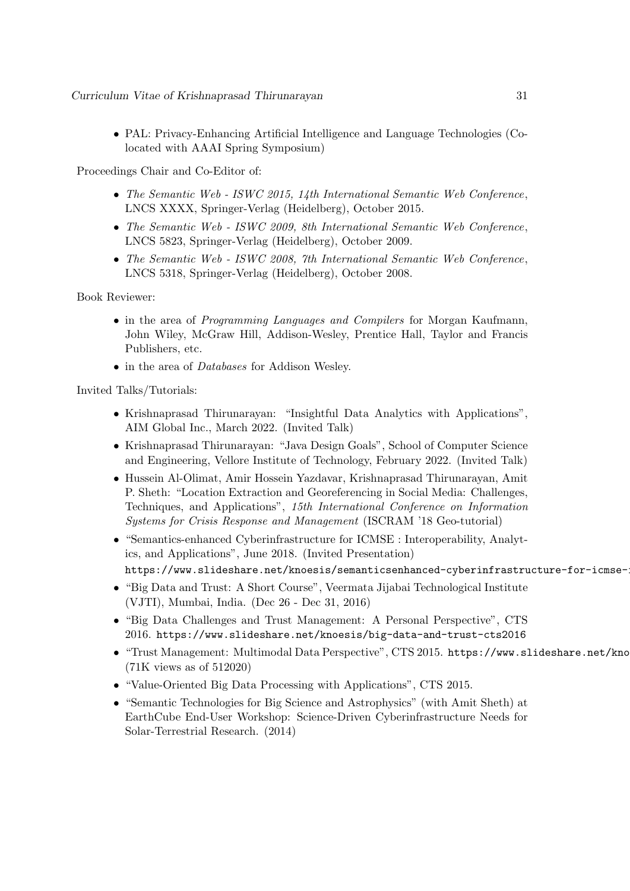- PAL: Privacy-Enhancing Artificial Intelligence and Language Technologies (Co-located with AAAI Spring Symposium)

Proceedings Chair and Co-Editor of:

- *The Semantic Web - ISWC 2015, 14th International Semantic Web Conference*, LNCS XXXX, Springer-Verlag (Heidelberg), October 2015.
- *The Semantic Web - ISWC 2009, 8th International Semantic Web Conference*, LNCS 5823, Springer-Verlag (Heidelberg), October 2009.
- *The Semantic Web - ISWC 2008, 7th International Semantic Web Conference*, LNCS 5318, Springer-Verlag (Heidelberg), October 2008.

Book Reviewer:

- in the area of *Programming Languages and Compilers* for Morgan Kaufmann, John Wiley, McGraw Hill, Addison-Wesley, Prentice Hall, Taylor and Francis Publishers, etc.
- in the area of *Databases* for Addison Wesley.

Invited Talks/Tutorials:

- Krishnaprasad Thirunarayan: "Insightful Data Analytics with Applications", AIM Global Inc., March 2022. (Invited Talk)
- Krishnaprasad Thirunarayan: "Java Design Goals", School of Computer Science and Engineering, Vellore Institute of Technology, February 2022. (Invited Talk)
- Hussein Al-Olimat, Amir Hossein Yazdavar, Krishnaprasad Thirunarayan, Amit P. Sheth: "Location Extraction and Georeferencing in Social Media: Challenges, Techniques, and Applications", *15th International Conference on Information Systems for Crisis Response and Management* (ISCRAM '18 Geo-tutorial)
- "Semantics-enhanced Cyberinfrastructure for ICMSE : Interoperability, Analytics, and Applications", June 2018. (Invited Presentation) `https://www.slideshare.net/knoesis/semanticsenhanced-cyberinfrastructure-for-icmse-i`
- "Big Data and Trust: A Short Course", Veermata Jijabai Technological Institute (VJTI), Mumbai, India. (Dec 26 - Dec 31, 2016)
- "Big Data Challenges and Trust Management: A Personal Perspective", CTS 2016. `https://www.slideshare.net/knoesis/big-data-and-trust-cts2016`
- "Trust Management: Multimodal Data Perspective", CTS 2015. `https://www.slideshare.net/kno` (71K views as of 512020)
- "Value-Oriented Big Data Processing with Applications", CTS 2015.
- "Semantic Technologies for Big Science and Astrophysics" (with Amit Sheth) at EarthCube End-User Workshop: Science-Driven Cyberinfrastructure Needs for Solar-Terrestrial Research. (2014)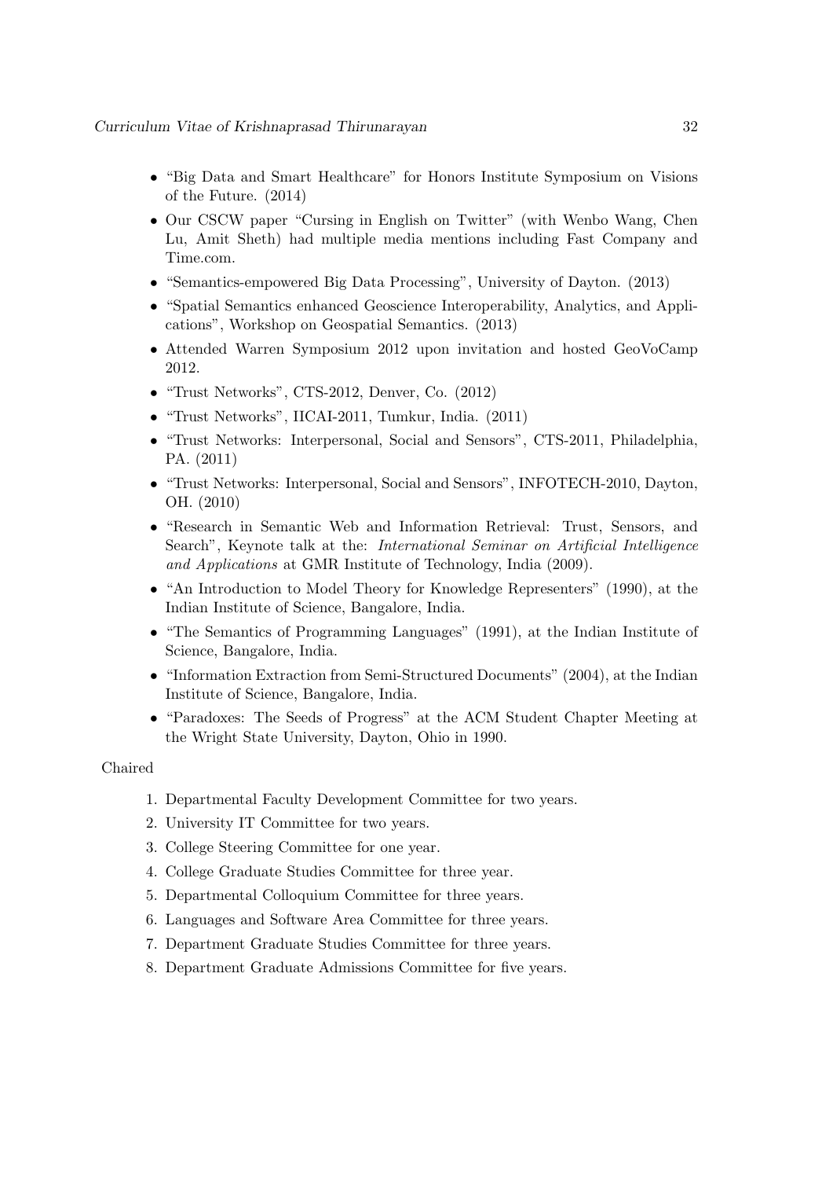- "Big Data and Smart Healthcare" for Honors Institute Symposium on Visions of the Future. (2014)
- Our CSCW paper "Cursing in English on Twitter" (with Wenbo Wang, Chen Lu, Amit Sheth) had multiple media mentions including Fast Company and Time.com.
- "Semantics-empowered Big Data Processing", University of Dayton. (2013)
- "Spatial Semantics enhanced Geoscience Interoperability, Analytics, and Applications", Workshop on Geospatial Semantics. (2013)
- Attended Warren Symposium 2012 upon invitation and hosted GeoVoCamp 2012.
- "Trust Networks", CTS-2012, Denver, Co. (2012)
- "Trust Networks", IICAI-2011, Tumkur, India. (2011)
- "Trust Networks: Interpersonal, Social and Sensors", CTS-2011, Philadelphia, PA. (2011)
- "Trust Networks: Interpersonal, Social and Sensors", INFOTECH-2010, Dayton, OH. (2010)
- "Research in Semantic Web and Information Retrieval: Trust, Sensors, and Search", Keynote talk at the: *International Seminar on Artificial Intelligence and Applications* at GMR Institute of Technology, India (2009).
- "An Introduction to Model Theory for Knowledge Representers" (1990), at the Indian Institute of Science, Bangalore, India.
- "The Semantics of Programming Languages" (1991), at the Indian Institute of Science, Bangalore, India.
- "Information Extraction from Semi-Structured Documents" (2004), at the Indian Institute of Science, Bangalore, India.
- "Paradoxes: The Seeds of Progress" at the ACM Student Chapter Meeting at the Wright State University, Dayton, Ohio in 1990.

Chaired

1. Departmental Faculty Development Committee for two years.
2. University IT Committee for two years.
3. College Steering Committee for one year.
4. College Graduate Studies Committee for three year.
5. Departmental Colloquium Committee for three years.
6. Languages and Software Area Committee for three years.
7. Department Graduate Studies Committee for three years.
8. Department Graduate Admissions Committee for five years.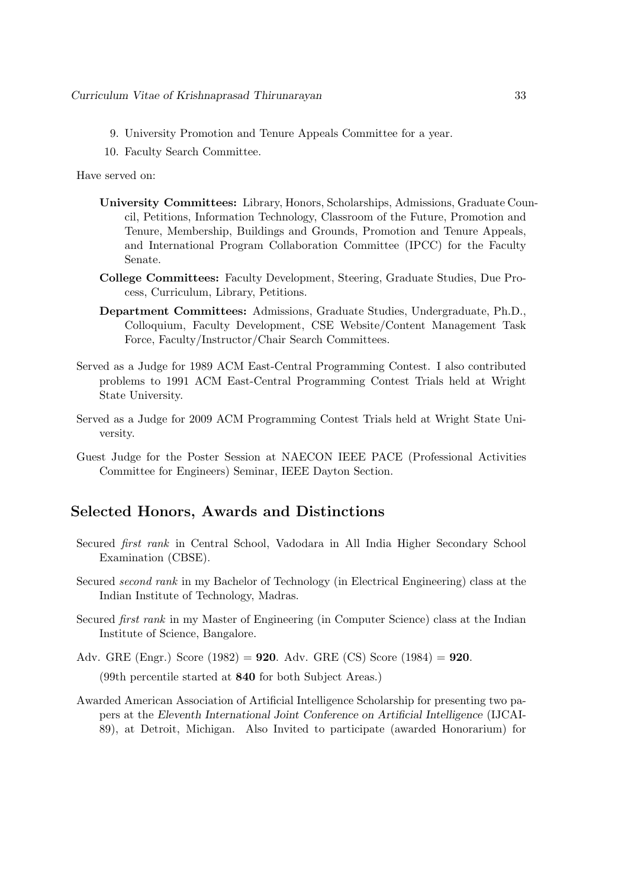9. University Promotion and Tenure Appeals Committee for a year.
10. Faculty Search Committee.

Have served on:

**University Committees:** Library, Honors, Scholarships, Admissions, Graduate Council, Petitions, Information Technology, Classroom of the Future, Promotion and Tenure, Membership, Buildings and Grounds, Promotion and Tenure Appeals, and International Program Collaboration Committee (IPCC) for the Faculty Senate.

**College Committees:** Faculty Development, Steering, Graduate Studies, Due Process, Curriculum, Library, Petitions.

**Department Committees:** Admissions, Graduate Studies, Undergraduate, Ph.D., Colloquium, Faculty Development, CSE Website/Content Management Task Force, Faculty/Instructor/Chair Search Committees.

Served as a Judge for 1989 ACM East-Central Programming Contest. I also contributed problems to 1991 ACM East-Central Programming Contest Trials held at Wright State University.

Served as a Judge for 2009 ACM Programming Contest Trials held at Wright State University.

Guest Judge for the Poster Session at NAECON IEEE PACE (Professional Activities Committee for Engineers) Seminar, IEEE Dayton Section.

## Selected Honors, Awards and Distinctions

Secured *first rank* in Central School, Vadodara in All India Higher Secondary School Examination (CBSE).

Secured *second rank* in my Bachelor of Technology (in Electrical Engineering) class at the Indian Institute of Technology, Madras.

Secured *first rank* in my Master of Engineering (in Computer Science) class at the Indian Institute of Science, Bangalore.

Adv. GRE (Engr.) Score (1982) = **920**. Adv. GRE (CS) Score (1984) = **920**.

(99th percentile started at **840** for both Subject Areas.)

Awarded American Association of Artificial Intelligence Scholarship for presenting two papers at the *Eleventh International Joint Conference on Artificial Intelligence* (IJCAI-89), at Detroit, Michigan. Also Invited to participate (awarded Honorarium) for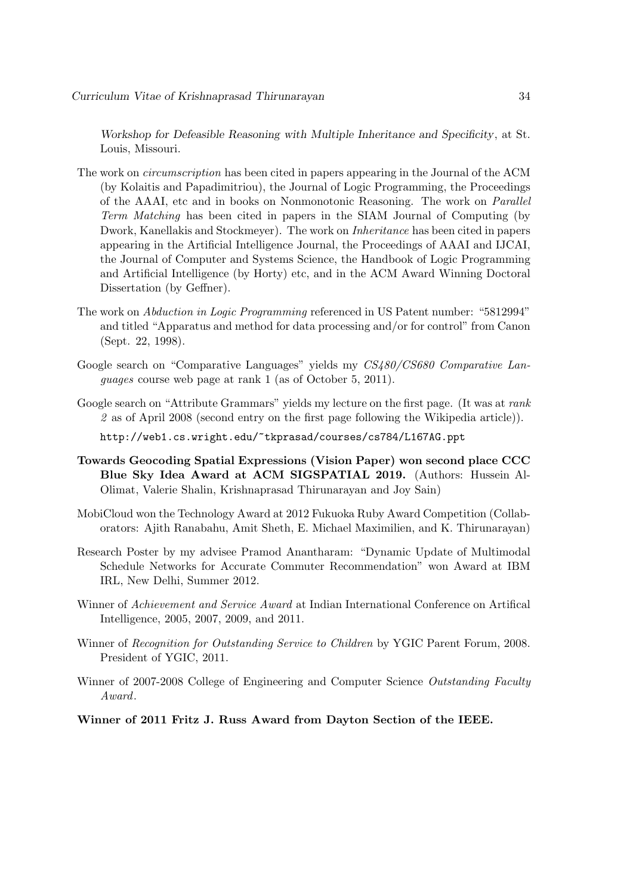*Workshop for Defeasible Reasoning with Multiple Inheritance and Specificity*, at St. Louis, Missouri.

The work on *circumscription* has been cited in papers appearing in the Journal of the ACM (by Kolaitis and Papadimitriou), the Journal of Logic Programming, the Proceedings of the AAAI, etc and in books on Nonmonotonic Reasoning. The work on *Parallel Term Matching* has been cited in papers in the SIAM Journal of Computing (by Dwork, Kanellakis and Stockmeyer). The work on *Inheritance* has been cited in papers appearing in the Artificial Intelligence Journal, the Proceedings of AAAI and IJCAI, the Journal of Computer and Systems Science, the Handbook of Logic Programming and Artificial Intelligence (by Horty) etc, and in the ACM Award Winning Doctoral Dissertation (by Geffner).

The work on *Abduction in Logic Programming* referenced in US Patent number: "5812994" and titled "Apparatus and method for data processing and/or for control" from Canon (Sept. 22, 1998).

Google search on "Comparative Languages" yields my *CS480/CS680 Comparative Languages* course web page at rank 1 (as of October 5, 2011).

Google search on "Attribute Grammars" yields my lecture on the first page. (It was at *rank 2* as of April 2008 (second entry on the first page following the Wikipedia article)).

`http://web1.cs.wright.edu/~tkprasad/courses/cs784/L167AG.ppt`

**Towards Geocoding Spatial Expressions (Vision Paper) won second place CCC Blue Sky Idea Award at ACM SIGSPATIAL 2019.** (Authors: Hussein Al-Olimat, Valerie Shalin, Krishnaprasad Thirunarayan and Joy Sain)

MobiCloud won the Technology Award at 2012 Fukuoka Ruby Award Competition (Collaborators: Ajith Ranabahu, Amit Sheth, E. Michael Maximilien, and K. Thirunarayan)

Research Poster by my advisee Pramod Anantharam: "Dynamic Update of Multimodal Schedule Networks for Accurate Commuter Recommendation" won Award at IBM IRL, New Delhi, Summer 2012.

Winner of *Achievement and Service Award* at Indian International Conference on Artifical Intelligence, 2005, 2007, 2009, and 2011.

Winner of *Recognition for Outstanding Service to Children* by YGIC Parent Forum, 2008. President of YGIC, 2011.

Winner of 2007-2008 College of Engineering and Computer Science *Outstanding Faculty Award*.

**Winner of 2011 Fritz J. Russ Award from Dayton Section of the IEEE.**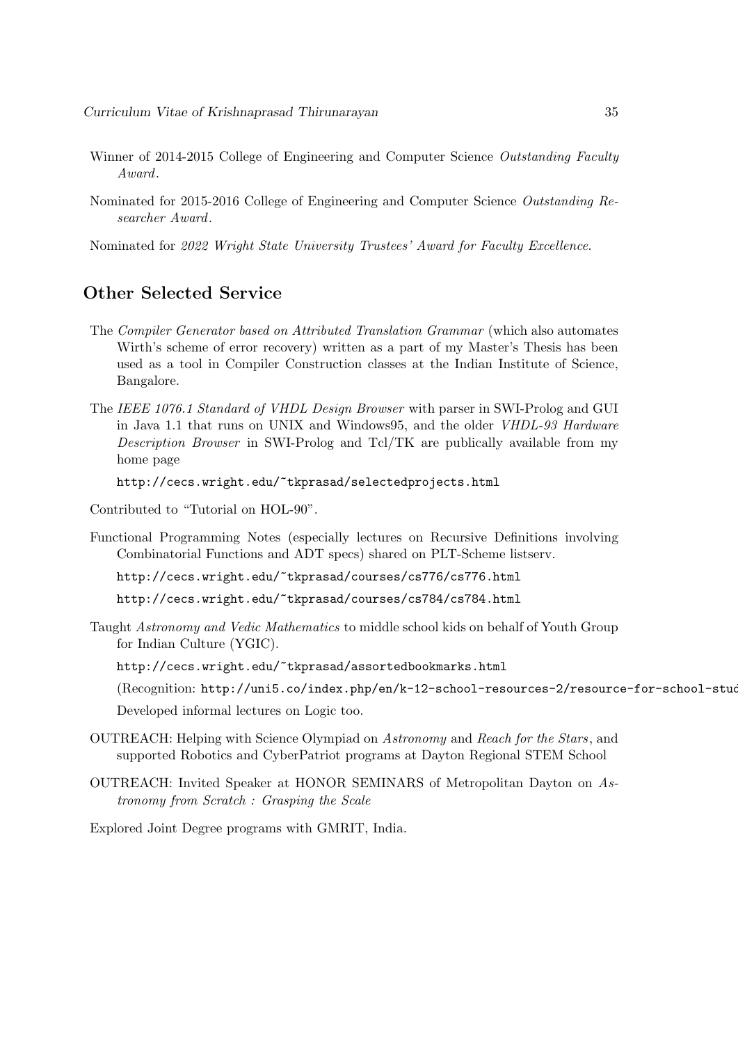Winner of 2014-2015 College of Engineering and Computer Science *Outstanding Faculty Award*.

Nominated for 2015-2016 College of Engineering and Computer Science *Outstanding Researcher Award*.

Nominated for *2022 Wright State University Trustees' Award for Faculty Excellence*.

## Other Selected Service

The *Compiler Generator based on Attributed Translation Grammar* (which also automates Wirth's scheme of error recovery) written as a part of my Master's Thesis has been used as a tool in Compiler Construction classes at the Indian Institute of Science, Bangalore.

The *IEEE 1076.1 Standard of VHDL Design Browser* with parser in SWI-Prolog and GUI in Java 1.1 that runs on UNIX and Windows95, and the older *VHDL-93 Hardware Description Browser* in SWI-Prolog and Tcl/TK are publically available from my home page

`http://cecs.wright.edu/~tkprasad/selectedprojects.html`

Contributed to "Tutorial on HOL-90".

Functional Programming Notes (especially lectures on Recursive Definitions involving Combinatorial Functions and ADT specs) shared on PLT-Scheme listserv.

`http://cecs.wright.edu/~tkprasad/courses/cs776/cs776.html`

`http://cecs.wright.edu/~tkprasad/courses/cs784/cs784.html`

Taught *Astronomy and Vedic Mathematics* to middle school kids on behalf of Youth Group for Indian Culture (YGIC).

`http://cecs.wright.edu/~tkprasad/assortedbookmarks.html`

(Recognition: `http://uni5.co/index.php/en/k-12-school-resources-2/resource-for-school-stud`

Developed informal lectures on Logic too.

OUTREACH: Helping with Science Olympiad on *Astronomy* and *Reach for the Stars*, and supported Robotics and CyberPatriot programs at Dayton Regional STEM School

OUTREACH: Invited Speaker at HONOR SEMINARS of Metropolitan Dayton on *Astronomy from Scratch : Grasping the Scale*

Explored Joint Degree programs with GMRIT, India.